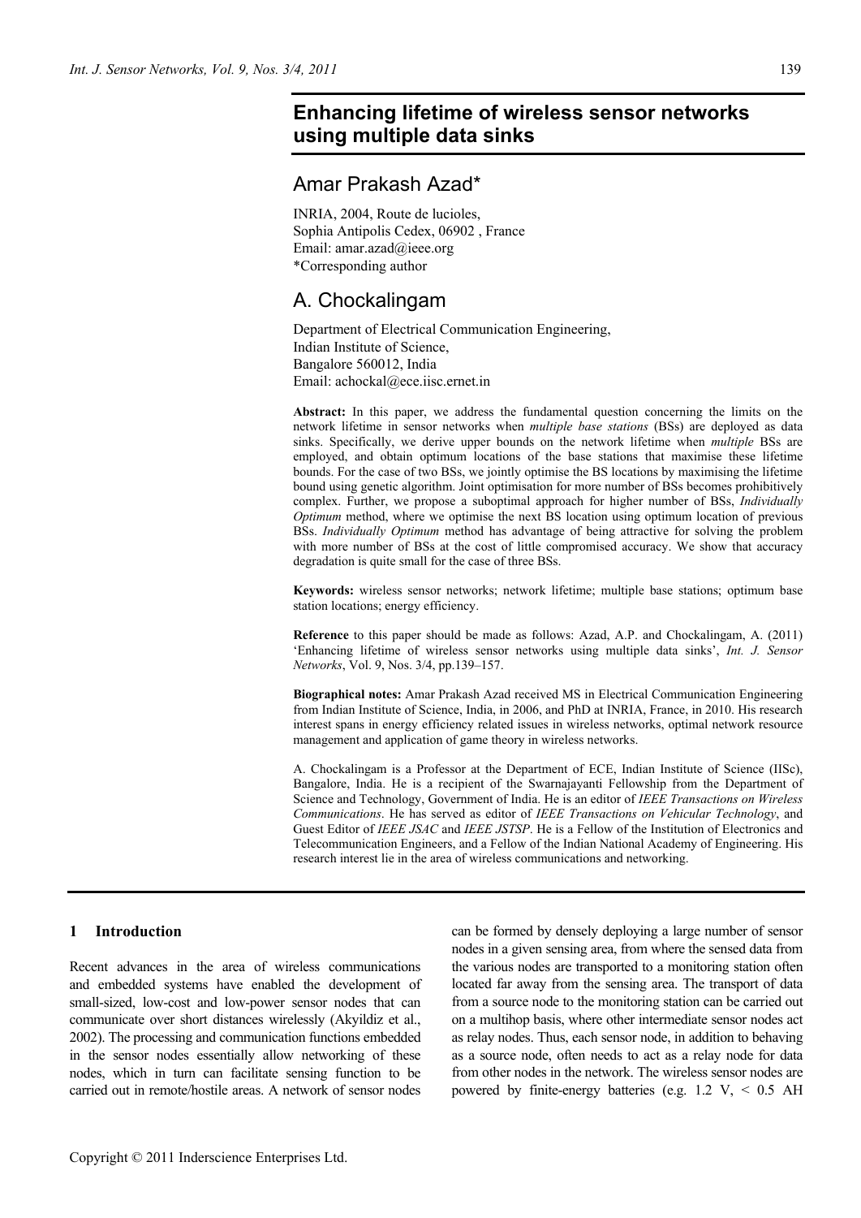# Enhancing lifetime of wireless sensor networks using multiple data sinks

## Amar Prakash Azad*

INRIA, 2004, Route de lucioles,
Sophia Antipolis Cedex, 06902 , France
Email: amar.azad@ieee.org
*Corresponding author

## A. Chockalingam

Department of Electrical Communication Engineering,
Indian Institute of Science,
Bangalore 560012, India
Email: achockal@ece.iisc.ernet.in

**Abstract:** In this paper, we address the fundamental question concerning the limits on the network lifetime in sensor networks when *multiple base stations* (BSs) are deployed as data sinks. Specifically, we derive upper bounds on the network lifetime when *multiple* BSs are employed, and obtain optimum locations of the base stations that maximise these lifetime bounds. For the case of two BSs, we jointly optimise the BS locations by maximising the lifetime bound using genetic algorithm. Joint optimisation for more number of BSs becomes prohibitively complex. Further, we propose a suboptimal approach for higher number of BSs, *Individually Optimum* method, where we optimise the next BS location using optimum location of previous BSs. *Individually Optimum* method has advantage of being attractive for solving the problem with more number of BSs at the cost of little compromised accuracy. We show that accuracy degradation is quite small for the case of three BSs.

**Keywords:** wireless sensor networks; network lifetime; multiple base stations; optimum base station locations; energy efficiency.

**Reference** to this paper should be made as follows: Azad, A.P. and Chockalingam, A. (2011) 'Enhancing lifetime of wireless sensor networks using multiple data sinks', *Int. J. Sensor Networks*, Vol. 9, Nos. 3/4, pp.139–157.

**Biographical notes:** Amar Prakash Azad received MS in Electrical Communication Engineering from Indian Institute of Science, India, in 2006, and PhD at INRIA, France, in 2010. His research interest spans in energy efficiency related issues in wireless networks, optimal network resource management and application of game theory in wireless networks.

A. Chockalingam is a Professor at the Department of ECE, Indian Institute of Science (IISc), Bangalore, India. He is a recipient of the Swarnajayanti Fellowship from the Department of Science and Technology, Government of India. He is an editor of *IEEE Transactions on Wireless Communications*. He has served as editor of *IEEE Transactions on Vehicular Technology*, and Guest Editor of *IEEE JSAC* and *IEEE JSTSP*. He is a Fellow of the Institution of Electronics and Telecommunication Engineers, and a Fellow of the Indian National Academy of Engineering. His research interest lie in the area of wireless communications and networking.

## 1 Introduction

Recent advances in the area of wireless communications and embedded systems have enabled the development of small-sized, low-cost and low-power sensor nodes that can communicate over short distances wirelessly (Akyildiz et al., 2002). The processing and communication functions embedded in the sensor nodes essentially allow networking of these nodes, which in turn can facilitate sensing function to be carried out in remote/hostile areas. A network of sensor nodes can be formed by densely deploying a large number of sensor nodes in a given sensing area, from where the sensed data from the various nodes are transported to a monitoring station often located far away from the sensing area. The transport of data from a source node to the monitoring station can be carried out on a multihop basis, where other intermediate sensor nodes act as relay nodes. Thus, each sensor node, in addition to behaving as a source node, often needs to act as a relay node for data from other nodes in the network. The wireless sensor nodes are powered by finite-energy batteries (e.g. 1.2 V, < 0.5 AH

Copyright © 2011 Inderscience Enterprises Ltd.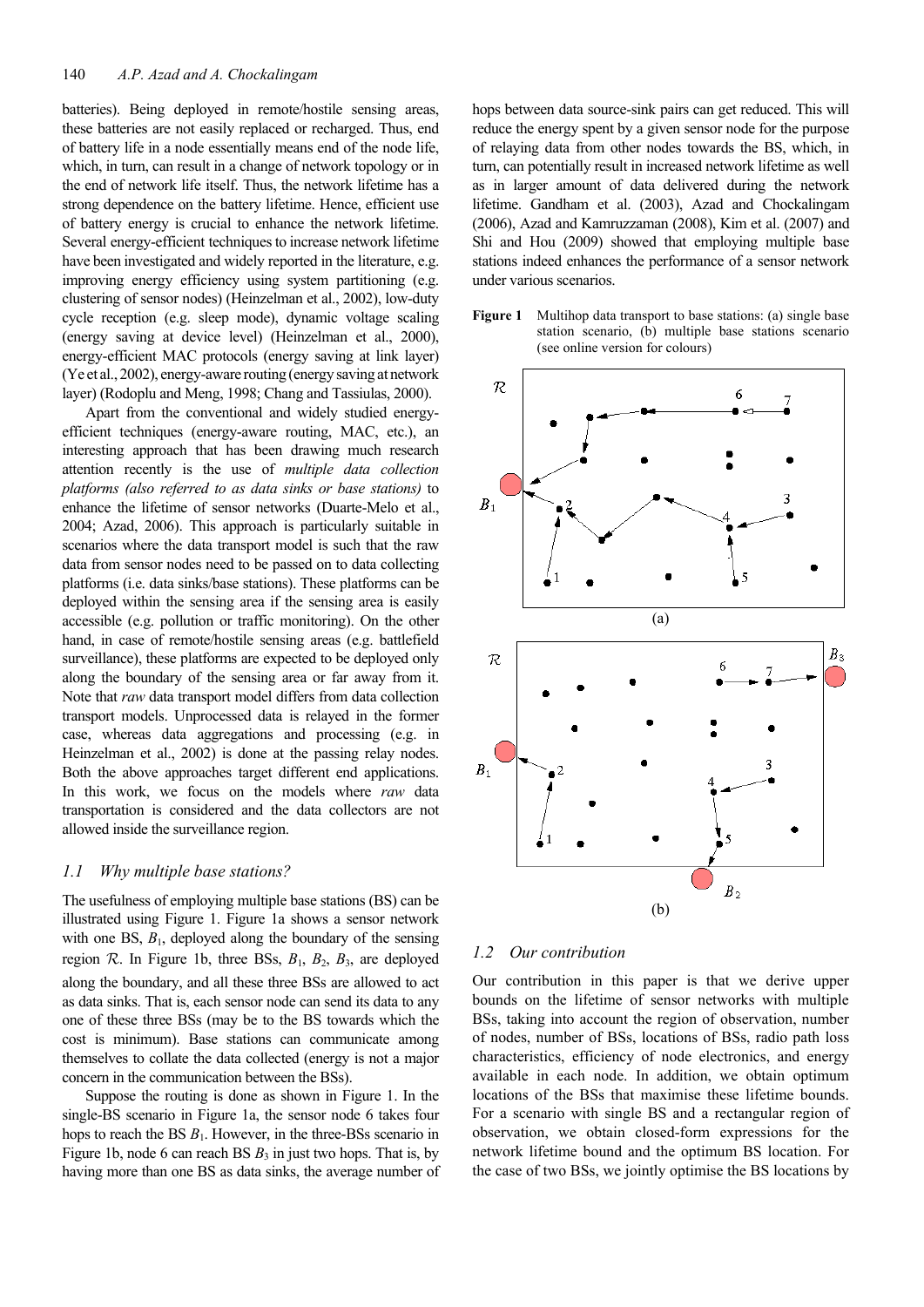batteries). Being deployed in remote/hostile sensing areas, these batteries are not easily replaced or recharged. Thus, end of battery life in a node essentially means end of the node life, which, in turn, can result in a change of network topology or in the end of network life itself. Thus, the network lifetime has a strong dependence on the battery lifetime. Hence, efficient use of battery energy is crucial to enhance the network lifetime. Several energy-efficient techniques to increase network lifetime have been investigated and widely reported in the literature, e.g. improving energy efficiency using system partitioning (e.g. clustering of sensor nodes) (Heinzelman et al., 2002), low-duty cycle reception (e.g. sleep mode), dynamic voltage scaling (energy saving at device level) (Heinzelman et al., 2000), energy-efficient MAC protocols (energy saving at link layer) (Ye et al., 2002), energy-aware routing (energy saving at network layer) (Rodoplu and Meng, 1998; Chang and Tassiulas, 2000).

Apart from the conventional and widely studied energy-efficient techniques (energy-aware routing, MAC, etc.), an interesting approach that has been drawing much research attention recently is the use of *multiple data collection platforms (also referred to as data sinks or base stations)* to enhance the lifetime of sensor networks (Duarte-Melo et al., 2004; Azad, 2006). This approach is particularly suitable in scenarios where the data transport model is such that the raw data from sensor nodes need to be passed on to data collecting platforms (i.e. data sinks/base stations). These platforms can be deployed within the sensing area if the sensing area is easily accessible (e.g. pollution or traffic monitoring). On the other hand, in case of remote/hostile sensing areas (e.g. battlefield surveillance), these platforms are expected to be deployed only along the boundary of the sensing area or far away from it. Note that *raw* data transport model differs from data collection transport models. Unprocessed data is relayed in the former case, whereas data aggregations and processing (e.g. in Heinzelman et al., 2002) is done at the passing relay nodes. Both the above approaches target different end applications. In this work, we focus on the models where *raw* data transportation is considered and the data collectors are not allowed inside the surveillance region.

### 1.1 Why multiple base stations?

The usefulness of employing multiple base stations (BS) can be illustrated using Figure 1. Figure 1a shows a sensor network with one BS, $B_1$, deployed along the boundary of the sensing region $\mathcal{R}$. In Figure 1b, three BSs, $B_1$, $B_2$, $B_3$, are deployed along the boundary, and all these three BSs are allowed to act as data sinks. That is, each sensor node can send its data to any one of these three BSs (may be to the BS towards which the cost is minimum). Base stations can communicate among themselves to collate the data collected (energy is not a major concern in the communication between the BSs).

Suppose the routing is done as shown in Figure 1. In the single-BS scenario in Figure 1a, the sensor node 6 takes four hops to reach the BS $B_1$. However, in the three-BSs scenario in Figure 1b, node 6 can reach BS $B_3$ in just two hops. That is, by having more than one BS as data sinks, the average number of hops between data source-sink pairs can get reduced. This will reduce the energy spent by a given sensor node for the purpose of relaying data from other nodes towards the BS, which, in turn, can potentially result in increased network lifetime as well as in larger amount of data delivered during the network lifetime. Gandham et al. (2003), Azad and Chockalingam (2006), Azad and Kamruzzaman (2008), Kim et al. (2007) and Shi and Hou (2009) showed that employing multiple base stations indeed enhances the performance of a sensor network under various scenarios.

**Figure 1** Multihop data transport to base stations: (a) single base station scenario, (b) multiple base stations scenario (see online version for colours)

### 1.2 Our contribution

Our contribution in this paper is that we derive upper bounds on the lifetime of sensor networks with multiple BSs, taking into account the region of observation, number of nodes, number of BSs, locations of BSs, radio path loss characteristics, efficiency of node electronics, and energy available in each node. In addition, we obtain optimum locations of the BSs that maximise these lifetime bounds. For a scenario with single BS and a rectangular region of observation, we obtain closed-form expressions for the network lifetime bound and the optimum BS location. For the case of two BSs, we jointly optimise the BS locations by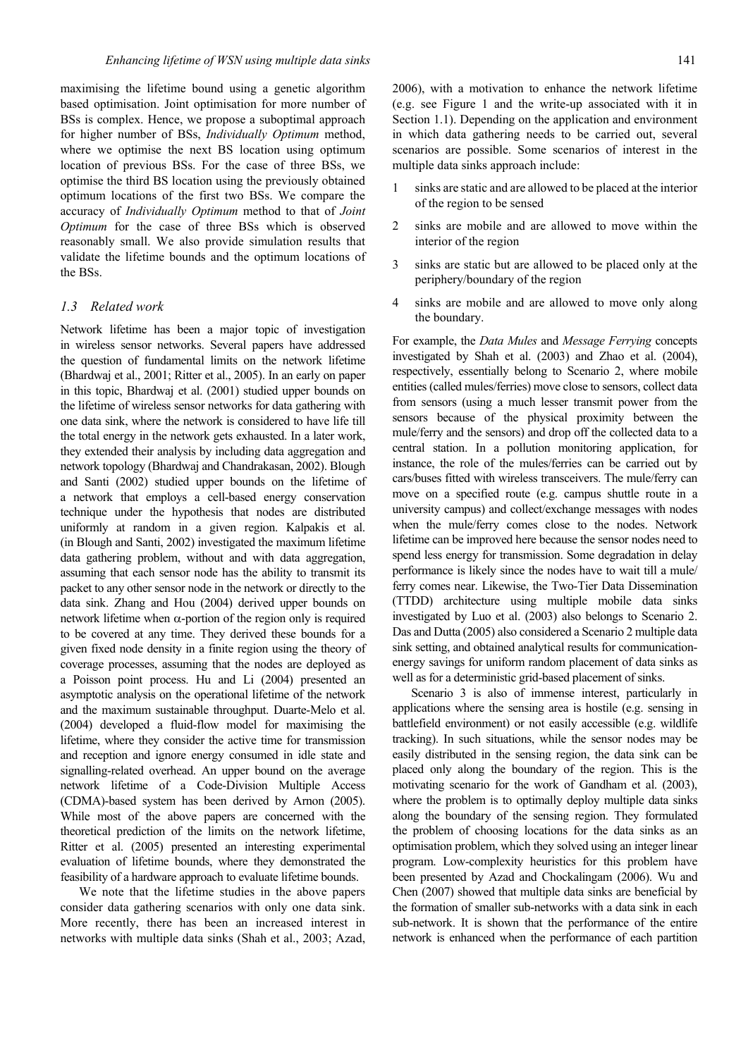maximising the lifetime bound using a genetic algorithm based optimisation. Joint optimisation for more number of BSs is complex. Hence, we propose a suboptimal approach for higher number of BSs, *Individually Optimum* method, where we optimise the next BS location using optimum location of previous BSs. For the case of three BSs, we optimise the third BS location using the previously obtained optimum locations of the first two BSs. We compare the accuracy of *Individually Optimum* method to that of *Joint Optimum* for the case of three BSs which is observed reasonably small. We also provide simulation results that validate the lifetime bounds and the optimum locations of the BSs.

### *1.3 Related work*

Network lifetime has been a major topic of investigation in wireless sensor networks. Several papers have addressed the question of fundamental limits on the network lifetime (Bhardwaj et al., 2001; Ritter et al., 2005). In an early on paper in this topic, Bhardwaj et al. (2001) studied upper bounds on the lifetime of wireless sensor networks for data gathering with one data sink, where the network is considered to have life till the total energy in the network gets exhausted. In a later work, they extended their analysis by including data aggregation and network topology (Bhardwaj and Chandrakasan, 2002). Blough and Santi (2002) studied upper bounds on the lifetime of a network that employs a cell-based energy conservation technique under the hypothesis that nodes are distributed uniformly at random in a given region. Kalpakis et al. (in Blough and Santi, 2002) investigated the maximum lifetime data gathering problem, without and with data aggregation, assuming that each sensor node has the ability to transmit its packet to any other sensor node in the network or directly to the data sink. Zhang and Hou (2004) derived upper bounds on network lifetime when $\alpha$-portion of the region only is required to be covered at any time. They derived these bounds for a given fixed node density in a finite region using the theory of coverage processes, assuming that the nodes are deployed as a Poisson point process. Hu and Li (2004) presented an asymptotic analysis on the operational lifetime of the network and the maximum sustainable throughput. Duarte-Melo et al. (2004) developed a fluid-flow model for maximising the lifetime, where they consider the active time for transmission and reception and ignore energy consumed in idle state and signalling-related overhead. An upper bound on the average network lifetime of a Code-Division Multiple Access (CDMA)-based system has been derived by Arnon (2005). While most of the above papers are concerned with the theoretical prediction of the limits on the network lifetime, Ritter et al. (2005) presented an interesting experimental evaluation of lifetime bounds, where they demonstrated the feasibility of a hardware approach to evaluate lifetime bounds.

We note that the lifetime studies in the above papers consider data gathering scenarios with only one data sink. More recently, there has been an increased interest in networks with multiple data sinks (Shah et al., 2003; Azad, 2006), with a motivation to enhance the network lifetime (e.g. see Figure 1 and the write-up associated with it in Section 1.1). Depending on the application and environment in which data gathering needs to be carried out, several scenarios are possible. Some scenarios of interest in the multiple data sinks approach include:

1. sinks are static and are allowed to be placed at the interior of the region to be sensed
2. sinks are mobile and are allowed to move within the interior of the region
3. sinks are static but are allowed to be placed only at the periphery/boundary of the region
4. sinks are mobile and are allowed to move only along the boundary.

For example, the *Data Mules* and *Message Ferrying* concepts investigated by Shah et al. (2003) and Zhao et al. (2004), respectively, essentially belong to Scenario 2, where mobile entities (called mules/ferries) move close to sensors, collect data from sensors (using a much lesser transmit power from the sensors because of the physical proximity between the mule/ferry and the sensors) and drop off the collected data to a central station. In a pollution monitoring application, for instance, the role of the mules/ferries can be carried out by cars/buses fitted with wireless transceivers. The mule/ferry can move on a specified route (e.g. campus shuttle route in a university campus) and collect/exchange messages with nodes when the mule/ferry comes close to the nodes. Network lifetime can be improved here because the sensor nodes need to spend less energy for transmission. Some degradation in delay performance is likely since the nodes have to wait till a mule/ferry comes near. Likewise, the Two-Tier Data Dissemination (TTDD) architecture using multiple mobile data sinks investigated by Luo et al. (2003) also belongs to Scenario 2. Das and Dutta (2005) also considered a Scenario 2 multiple data sink setting, and obtained analytical results for communication-energy savings for uniform random placement of data sinks as well as for a deterministic grid-based placement of sinks.

Scenario 3 is also of immense interest, particularly in applications where the sensing area is hostile (e.g. sensing in battlefield environment) or not easily accessible (e.g. wildlife tracking). In such situations, while the sensor nodes may be easily distributed in the sensing region, the data sink can be placed only along the boundary of the region. This is the motivating scenario for the work of Gandham et al. (2003), where the problem is to optimally deploy multiple data sinks along the boundary of the sensing region. They formulated the problem of choosing locations for the data sinks as an optimisation problem, which they solved using an integer linear program. Low-complexity heuristics for this problem have been presented by Azad and Chockalingam (2006). Wu and Chen (2007) showed that multiple data sinks are beneficial by the formation of smaller sub-networks with a data sink in each sub-network. It is shown that the performance of the entire network is enhanced when the performance of each partition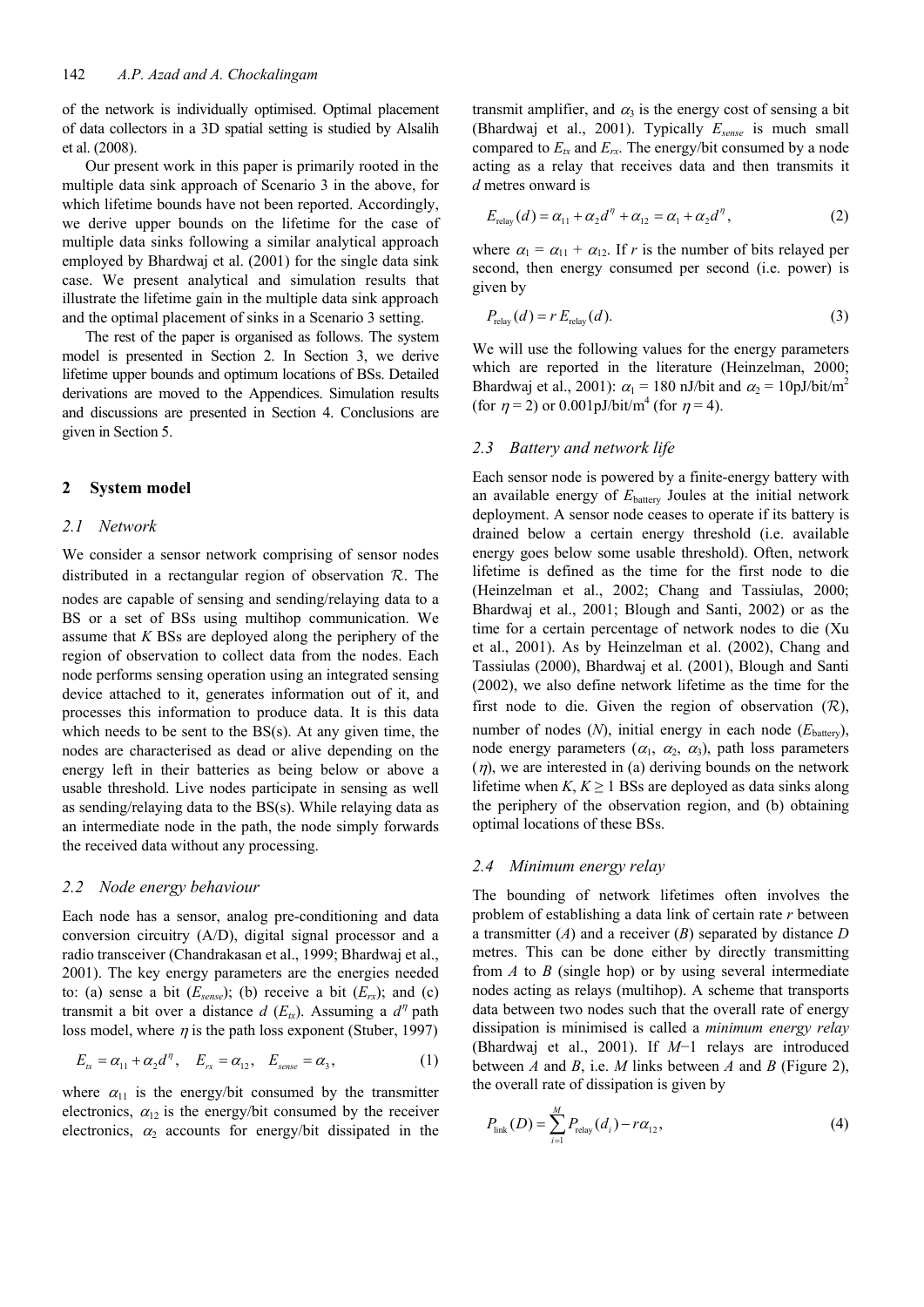of the network is individually optimised. Optimal placement of data collectors in a 3D spatial setting is studied by Alsalih et al. (2008).

Our present work in this paper is primarily rooted in the multiple data sink approach of Scenario 3 in the above, for which lifetime bounds have not been reported. Accordingly, we derive upper bounds on the lifetime for the case of multiple data sinks following a similar analytical approach employed by Bhardwaj et al. (2001) for the single data sink case. We present analytical and simulation results that illustrate the lifetime gain in the multiple data sink approach and the optimal placement of sinks in a Scenario 3 setting.

The rest of the paper is organised as follows. The system model is presented in Section 2. In Section 3, we derive lifetime upper bounds and optimum locations of BSs. Detailed derivations are moved to the Appendices. Simulation results and discussions are presented in Section 4. Conclusions are given in Section 5.

## 2 System model

### 2.1 Network

We consider a sensor network comprising of sensor nodes distributed in a rectangular region of observation $\mathcal{R}$. The nodes are capable of sensing and sending/relaying data to a BS or a set of BSs using multihop communication. We assume that $K$ BSs are deployed along the periphery of the region of observation to collect data from the nodes. Each node performs sensing operation using an integrated sensing device attached to it, generates information out of it, and processes this information to produce data. It is this data which needs to be sent to the BS(s). At any given time, the nodes are characterised as dead or alive depending on the energy left in their batteries as being below or above a usable threshold. Live nodes participate in sensing as well as sending/relaying data to the BS(s). While relaying data as an intermediate node in the path, the node simply forwards the received data without any processing.

### 2.2 Node energy behaviour

Each node has a sensor, analog pre-conditioning and data conversion circuitry (A/D), digital signal processor and a radio transceiver (Chandrakasan et al., 1999; Bhardwaj et al., 2001). The key energy parameters are the energies needed to: (a) sense a bit ($E_{sense}$); (b) receive a bit ($E_{rx}$); and (c) transmit a bit over a distance $d$ ($E_{tx}$). Assuming a $d^{\eta}$ path loss model, where $\eta$ is the path loss exponent (Stuber, 1997)

$$E_{tx} = \alpha_{11} + \alpha_2 d^{\eta}, \quad E_{rx} = \alpha_{12}, \quad E_{sense} = \alpha_3, \tag{1}$$

where $\alpha_{11}$ is the energy/bit consumed by the transmitter electronics, $\alpha_{12}$ is the energy/bit consumed by the receiver electronics, $\alpha_2$ accounts for energy/bit dissipated in the transmit amplifier, and $\alpha_3$ is the energy cost of sensing a bit (Bhardwaj et al., 2001). Typically $E_{sense}$ is much small compared to $E_{tx}$ and $E_{rx}$. The energy/bit consumed by a node acting as a relay that receives data and then transmits it $d$ metres onward is

$$E_{\text{relay}}(d) = \alpha_{11} + \alpha_2 d^{\eta} + \alpha_{12} = \alpha_1 + \alpha_2 d^{\eta}, \tag{2}$$

where $\alpha_1 = \alpha_{11} + \alpha_{12}$. If $r$ is the number of bits relayed per second, then energy consumed per second (i.e. power) is given by

$$P_{\text{relay}}(d) = r\, E_{\text{relay}}(d). \tag{3}$$

We will use the following values for the energy parameters which are reported in the literature (Heinzelman, 2000; Bhardwaj et al., 2001): $\alpha_1$ = 180 nJ/bit and $\alpha_2$ = 10pJ/bit/m$^2$ (for $\eta = 2$) or 0.001pJ/bit/m$^4$ (for $\eta = 4$).

### 2.3 Battery and network life

Each sensor node is powered by a finite-energy battery with an available energy of $E_{\text{battery}}$ Joules at the initial network deployment. A sensor node ceases to operate if its battery is drained below a certain energy threshold (i.e. available energy goes below some usable threshold). Often, network lifetime is defined as the time for the first node to die (Heinzelman et al., 2002; Chang and Tassiulas, 2000; Bhardwaj et al., 2001; Blough and Santi, 2002) or as the time for a certain percentage of network nodes to die (Xu et al., 2001). As by Heinzelman et al. (2002), Chang and Tassiulas (2000), Bhardwaj et al. (2001), Blough and Santi (2002), we also define network lifetime as the time for the first node to die. Given the region of observation ($\mathcal{R}$), number of nodes ($N$), initial energy in each node ($E_{\text{battery}}$), node energy parameters ($\alpha_1$, $\alpha_2$, $\alpha_3$), path loss parameters ($\eta$), we are interested in (a) deriving bounds on the network lifetime when $K$, $K \geq 1$ BSs are deployed as data sinks along the periphery of the observation region, and (b) obtaining optimal locations of these BSs.

### 2.4 Minimum energy relay

The bounding of network lifetimes often involves the problem of establishing a data link of certain rate $r$ between a transmitter ($A$) and a receiver ($B$) separated by distance $D$ metres. This can be done either by directly transmitting from $A$ to $B$ (single hop) or by using several intermediate nodes acting as relays (multihop). A scheme that transports data between two nodes such that the overall rate of energy dissipation is minimised is called a *minimum energy relay* (Bhardwaj et al., 2001). If $M-1$ relays are introduced between $A$ and $B$, i.e. $M$ links between $A$ and $B$ (Figure 2), the overall rate of dissipation is given by

$$P_{\text{link}}(D) = \sum_{i=1}^{M} P_{\text{relay}}(d_i) - r\alpha_{12}, \tag{4}$$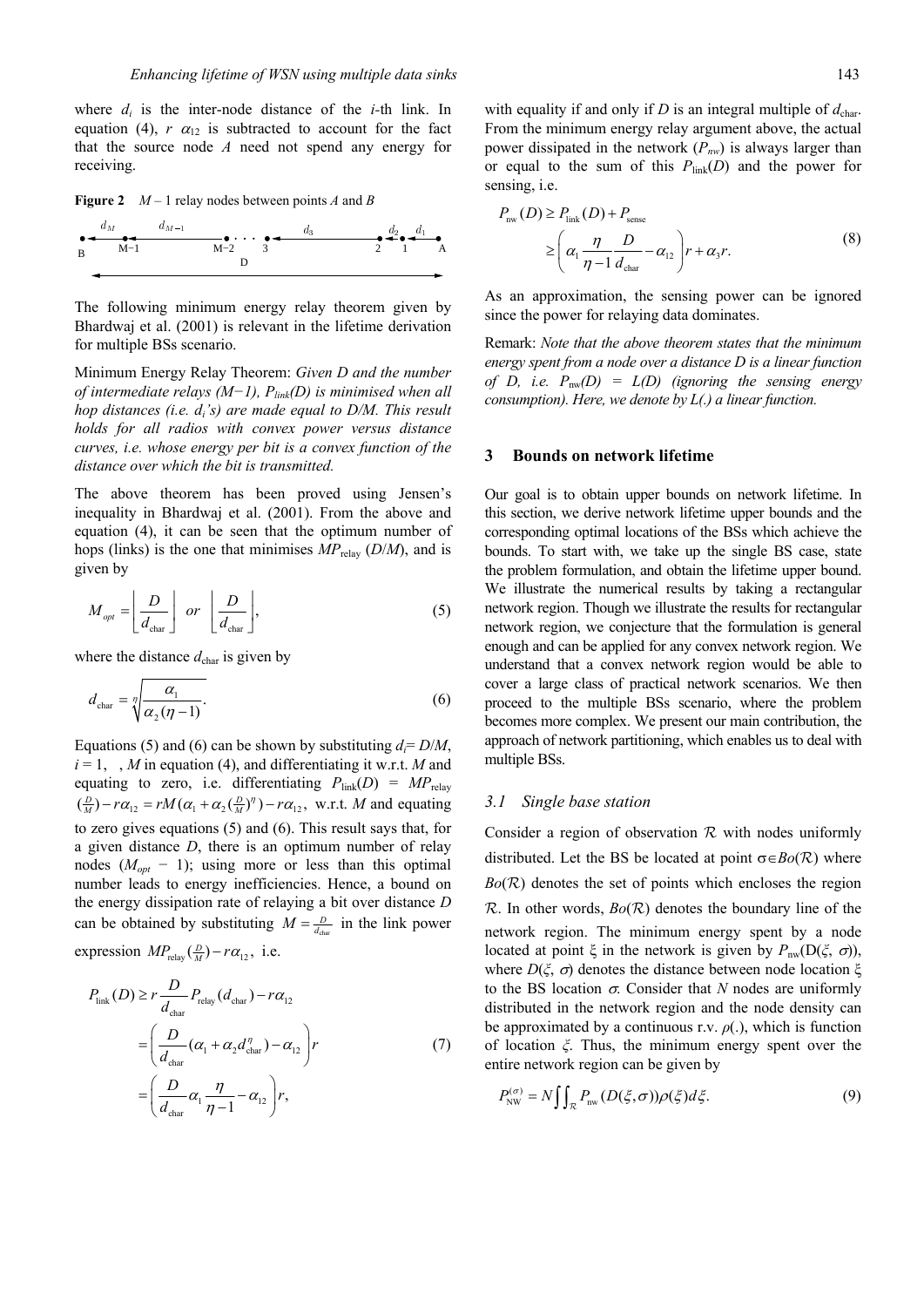where $d_i$ is the inter-node distance of the $i$-th link. In equation (4), $r\ \alpha_{12}$ is subtracted to account for the fact that the source node $A$ need not spend any energy for receiving.

**Figure 2** $M-1$ relay nodes between points $A$ and $B$

The following minimum energy relay theorem given by Bhardwaj et al. (2001) is relevant in the lifetime derivation for multiple BSs scenario.

Minimum Energy Relay Theorem: *Given D and the number of intermediate relays (M−1), $P_{link}(D)$ is minimised when all hop distances (i.e. $d_i$'s) are made equal to D/M. This result holds for all radios with convex power versus distance curves, i.e. whose energy per bit is a convex function of the distance over which the bit is transmitted.*

The above theorem has been proved using Jensen's inequality in Bhardwaj et al. (2001). From the above and equation (4), it can be seen that the optimum number of hops (links) is the one that minimises $MP_{\text{relay}}(D/M)$, and is given by

$$M_{opt} = \left\lfloor \frac{D}{d_{\text{char}}} \right\rfloor \ \ or \ \ \left\lceil \frac{D}{d_{\text{char}}} \right\rceil, \tag{5}$$

where the distance $d_{\text{char}}$ is given by

$$d_{\text{char}} = \sqrt[\eta]{\frac{\alpha_1}{\alpha_2(\eta-1)}}. \tag{6}$$

Equations (5) and (6) can be shown by substituting $d_i = D/M$, $i = 1, \ , M$ in equation (4), and differentiating it w.r.t. $M$ and equating to zero, i.e. differentiating $P_{\text{link}}(D) = MP_{\text{relay}}(\frac{D}{M}) - r\alpha_{12} = rM(\alpha_1 + \alpha_2(\frac{D}{M})^{\eta}) - r\alpha_{12}$, w.r.t. $M$ and equating to zero gives equations (5) and (6). This result says that, for a given distance $D$, there is an optimum number of relay nodes ($M_{opt} - 1$); using more or less than this optimal number leads to energy inefficiencies. Hence, a bound on the energy dissipation rate of relaying a bit over distance $D$ can be obtained by substituting $M = \frac{D}{d_{\text{char}}}$ in the link power expression $MP_{\text{relay}}(\frac{D}{M}) - r\alpha_{12}$, i.e.

$$\begin{aligned} P_{\text{link}}(D) &\geq r\frac{D}{d_{\text{char}}}P_{\text{relay}}(d_{\text{char}}) - r\alpha_{12} \\ &= \left(\frac{D}{d_{\text{char}}}(\alpha_1 + \alpha_2 d_{\text{char}}^{\eta}) - \alpha_{12}\right)r \\ &= \left(\frac{D}{d_{\text{char}}}\alpha_1\frac{\eta}{\eta-1} - \alpha_{12}\right)r, \end{aligned} \tag{7}$$

with equality if and only if $D$ is an integral multiple of $d_{\text{char}}$. From the minimum energy relay argument above, the actual power dissipated in the network ($P_{nw}$) is always larger than or equal to the sum of this $P_{\text{link}}(D)$ and the power for sensing, i.e.

$$\begin{aligned} P_{\text{nw}}(D) &\geq P_{\text{link}}(D) + P_{\text{sense}} \\ &\geq \left(\alpha_1\frac{\eta}{\eta-1}\frac{D}{d_{\text{char}}} - \alpha_{12}\right)r + \alpha_3 r. \end{aligned} \tag{8}$$

As an approximation, the sensing power can be ignored since the power for relaying data dominates.

Remark: *Note that the above theorem states that the minimum energy spent from a node over a distance D is a linear function of D, i.e. $P_{\text{nw}}(D) = L(D)$ (ignoring the sensing energy consumption). Here, we denote by L(.) a linear function.*

## 3 Bounds on network lifetime

Our goal is to obtain upper bounds on network lifetime. In this section, we derive network lifetime upper bounds and the corresponding optimal locations of the BSs which achieve the bounds. To start with, we take up the single BS case, state the problem formulation, and obtain the lifetime upper bound. We illustrate the numerical results by taking a rectangular network region. Though we illustrate the results for rectangular network region, we conjecture that the formulation is general enough and can be applied for any convex network region. We understand that a convex network region would be able to cover a large class of practical network scenarios. We then proceed to the multiple BSs scenario, where the problem becomes more complex. We present our main contribution, the approach of network partitioning, which enables us to deal with multiple BSs.

### 3.1 Single base station

Consider a region of observation $\mathcal{R}$ with nodes uniformly distributed. Let the BS be located at point $\sigma \in Bo(\mathcal{R})$ where $Bo(\mathcal{R})$ denotes the set of points which encloses the region $\mathcal{R}$. In other words, $Bo(\mathcal{R})$ denotes the boundary line of the network region. The minimum energy spent by a node located at point $\xi$ in the network is given by $P_{\text{nw}}(D(\xi, \sigma))$, where $D(\xi, \sigma)$ denotes the distance between node location $\xi$ to the BS location $\sigma$. Consider that $N$ nodes are uniformly distributed in the network region and the node density can be approximated by a continuous r.v. $\rho(.)$, which is function of location $\xi$. Thus, the minimum energy spent over the entire network region can be given by

$$P_{\text{NW}}^{(\sigma)} = N\iint_{\mathcal{R}} P_{\text{nw}}(D(\xi, \sigma))\rho(\xi)d\xi. \tag{9}$$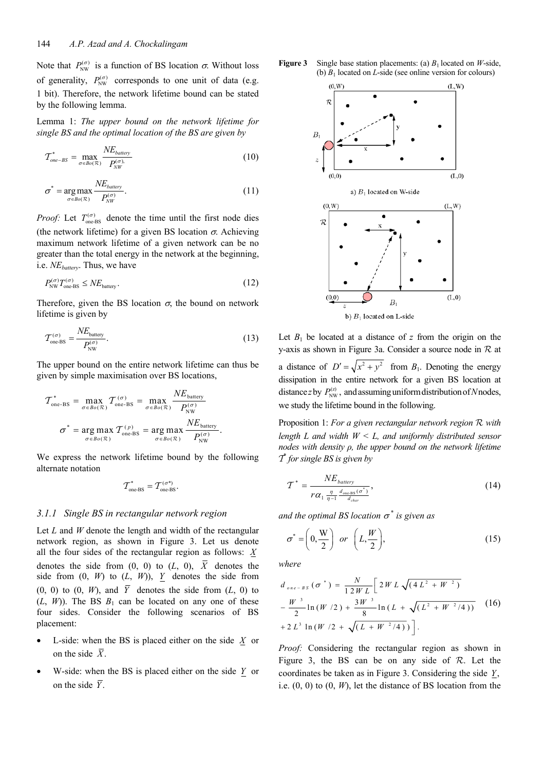Note that $P_{\text{NW}}^{(\sigma)}$ is a function of BS location $\sigma$. Without loss of generality, $P_{\text{NW}}^{(\sigma)}$ corresponds to one unit of data (e.g. 1 bit). Therefore, the network lifetime bound can be stated by the following lemma.

Lemma 1: *The upper bound on the network lifetime for single BS and the optimal location of the BS are given by*

$$\mathcal{T}_{one-BS}^{*} = \max_{\sigma \in Bo(\mathcal{R})} \frac{NE_{battery}}{P_{NW}^{(\sigma),}} \tag{10}$$

$$\sigma^{*} = \arg\max_{\sigma \in Bo(\mathcal{R})} \frac{NE_{battery}}{P_{NW}^{(\sigma)}}. \tag{11}$$

*Proof:* Let $T_{\text{one-BS}}^{(\sigma)}$ denote the time until the first node dies (the network lifetime) for a given BS location $\sigma$. Achieving maximum network lifetime of a given network can be no greater than the total energy in the network at the beginning, i.e. $NE_{battery}$. Thus, we have

$$P_{\text{NW}}^{(\sigma)} T_{\text{one-BS}}^{(\sigma)} \leq NE_{\text{battery}}. \tag{12}$$

Therefore, given the BS location $\sigma$, the bound on network lifetime is given by

$$\mathcal{T}_{\text{one-BS}}^{(\sigma)} = \frac{NE_{\text{battery}}}{P_{\text{NW}}^{(\sigma)}}. \tag{13}$$

The upper bound on the entire network lifetime can thus be given by simple maximisation over BS locations,

$$\mathcal{T}_{\text{one-BS}}^{*} = \max_{\sigma \in Bo(\mathcal{R})} \mathcal{T}_{\text{one-BS}}^{(\sigma)} = \max_{\sigma \in Bo(\mathcal{R})} \frac{NE_{\text{battery}}}{P_{\text{NW}}^{(\sigma)}}$$

$$\sigma^{*} = \arg\max_{\sigma \in Bo(\mathcal{R})} \mathcal{T}_{\text{one-BS}}^{(p)} = \arg\max_{\sigma \in Bo(\mathcal{R})} \frac{NE_{\text{battery}}}{P_{\text{NW}}^{(\sigma)}}.$$

We express the network lifetime bound by the following alternate notation

$$\mathcal{T}_{\text{one-BS}}^{*} = \mathcal{T}_{\text{one-BS}}^{(\sigma*)}.$$

### 3.1.1 Single BS in rectangular network region

Let $L$ and $W$ denote the length and width of the rectangular network region, as shown in Figure 3. Let us denote all the four sides of the rectangular region as follows: $\underline{X}$ denotes the side from (0, 0) to ($L$, 0), $\overline{X}$ denotes the side from (0, $W$) to ($L$, $W$)), $\underline{Y}$ denotes the side from (0, 0) to (0, $W$), and $\overline{Y}$ denotes the side from ($L$, 0) to ($L$, $W$)). The BS $B_1$ can be located on any one of these four sides. Consider the following scenarios of BS placement:

- L-side: when the BS is placed either on the side $\underline{X}$ or on the side $\overline{X}$.
- W-side: when the BS is placed either on the side $\underline{Y}$ or on the side $\overline{Y}$.

**Figure 3** Single base station placements: (a) $B_1$ located on $W$-side, (b) $B_1$ located on $L$-side (see online version for colours)

a) $B_1$ located on W-side

b) $B_1$ located on L-side

Let $B_1$ be located at a distance of $z$ from the origin on the y-axis as shown in Figure 3a. Consider a source node in $\mathcal{R}$ at a distance of $D' = \sqrt{x^2 + y^2}$ from $B_1$. Denoting the energy dissipation in the entire network for a given BS location at distance $z$ by $P_{\text{NW}}^{(z)}$, and assuming uniform distribution of $N$ nodes, we study the lifetime bound in the following.

Proposition 1: *For a given rectangular network region $\mathcal{R}$ with length $L$ and width $W < L$, and uniformly distributed sensor nodes with density $\rho$, the upper bound on the network lifetime $\mathcal{T}^*$ for single BS is given by*

$$\mathcal{T}^{*} = \frac{NE_{battery}}{r\alpha_1 \frac{\eta}{\eta - 1} \frac{d_{\text{one-BS}}(\sigma^*)}{d_{char}}}, \tag{14}$$

*and the optimal BS location $\sigma^*$ is given as*

$$\sigma^{*} = \left(0, \frac{W}{2}\right) \ \ or \ \ \left(L, \frac{W}{2}\right), \tag{15}$$

*where*

$$\begin{aligned} d_{one-BS}(\sigma^*) = \ & \frac{N}{12WL}\Big[2WL\sqrt{(4L^2 + W^2)} \\ & - \frac{W^3}{2}\ln(W/2) + \frac{3W^3}{8}\ln(L + \sqrt{(L^2 + W^2/4)}) \\ & + 2L^3\ln(W/2 + \sqrt{(L + W^2/4)})\Big]. \end{aligned} \tag{16}$$

*Proof:* Considering the rectangular region as shown in Figure 3, the BS can be on any side of $\mathcal{R}$. Let the coordinates be taken as in Figure 3. Considering the side $\underline{Y}$, i.e. (0, 0) to (0, $W$), let the distance of BS location from the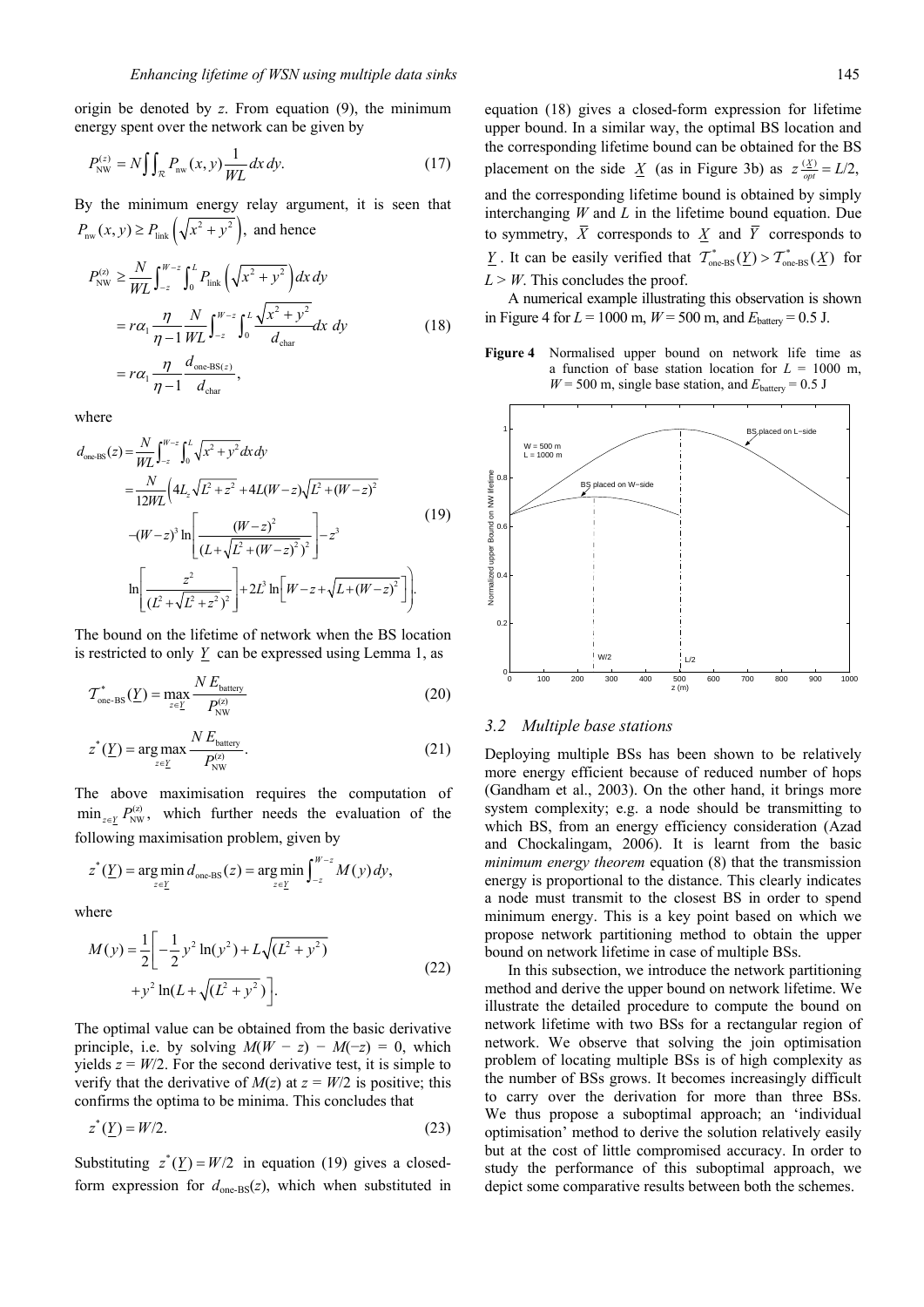origin be denoted by $z$. From equation (9), the minimum energy spent over the network can be given by

$$P_{\text{NW}}^{(z)} = N\iint_{\mathcal{R}} P_{\text{nw}}(x, y)\frac{1}{WL}dx\,dy. \tag{17}$$

By the minimum energy relay argument, it is seen that $P_{\text{nw}}(x, y) \geq P_{\text{link}}\left(\sqrt{x^2+y^2}\right)$, and hence

$$\begin{aligned}
P_{\text{NW}}^{(z)} &\geq \frac{N}{WL}\int_{-z}^{W-z}\int_{0}^{L} P_{\text{link}}\left(\sqrt{x^2+y^2}\right)dx\,dy \\
&= r\alpha_1 \frac{\eta}{\eta-1}\frac{N}{WL}\int_{-z}^{W-z}\int_{0}^{L}\frac{\sqrt{x^2+y^2}}{d_{\text{char}}}dx\;dy \\
&= r\alpha_1 \frac{\eta}{\eta-1}\frac{d_{\text{one-BS}(z)}}{d_{\text{char}}},
\end{aligned} \tag{18}$$

where

$$\begin{aligned}
d_{\text{one-BS}}(z) &= \frac{N}{WL}\int_{-z}^{W-z}\int_{0}^{L}\sqrt{x^2+y^2}\,dx\,dy \\
&= \frac{N}{12WL}\Bigg(4L_z\sqrt{L^2+z^2} + 4L(W-z)\sqrt{L^2+(W-z)^2} \\
&\quad -(W-z)^3 \ln\left[\frac{(W-z)^2}{(L+\sqrt{L^2+(W-z)^2})^2}\right] - z^3 \\
&\quad \ln\left[\frac{z^2}{(L^2+\sqrt{L^2+z^2})^2}\right] + 2L^3 \ln\left[W-z+\sqrt{L+(W-z)^2}\right]\Bigg).
\end{aligned} \tag{19}$$

The bound on the lifetime of network when the BS location is restricted to only $\underline{Y}$ can be expressed using Lemma 1, as

$$\mathcal{T}_{\text{one-BS}}^{*}(\underline{Y}) = \max_{z \in \underline{Y}} \frac{N\,E_{\text{battery}}}{P_{\text{NW}}^{(z)}} \tag{20}$$

$$z^{*}(\underline{Y}) = \arg\max_{z \in \underline{Y}} \frac{N\,E_{\text{battery}}}{P_{\text{NW}}^{(z)}}. \tag{21}$$

The above maximisation requires the computation of $\min_{z\in\underline{Y}} P_{\text{NW}}^{(z)}$, which further needs the evaluation of the following maximisation problem, given by

$$z^{*}(\underline{Y}) = \arg\min_{z\in\underline{Y}} d_{\text{one-BS}}(z) = \arg\min_{z\in\underline{Y}}\int_{-z}^{W-z} M(y)\,dy,$$

where

$$M(y) = \frac{1}{2}\left[-\frac{1}{2}y^2\ln(y^2) + L\sqrt{(L^2+y^2)} + y^2\ln(L+\sqrt{(L^2+y^2)})\right]. \tag{22}$$

The optimal value can be obtained from the basic derivative principle, i.e. by solving $M(W - z) - M(-z) = 0$, which yields $z = W/2$. For the second derivative test, it is simple to verify that the derivative of $M(z)$ at $z = W/2$ is positive; this confirms the optima to be minima. This concludes that

$$z^{*}(\underline{Y}) = W/2. \tag{23}$$

Substituting $z^{*}(\underline{Y}) = W/2$ in equation (19) gives a closed-form expression for $d_{\text{one-BS}}(z)$, which when substituted in equation (18) gives a closed-form expression for lifetime upper bound. In a similar way, the optimal BS location and the corresponding lifetime bound can be obtained for the BS placement on the side $\underline{X}$ (as in Figure 3b) as $z_{opt}^{(\underline{X})} = L/2$, and the corresponding lifetime bound is obtained by simply interchanging $W$ and $L$ in the lifetime bound equation. Due to symmetry, $\overline{X}$ corresponds to $\underline{X}$ and $\overline{Y}$ corresponds to $\underline{Y}$. It can be easily verified that $\mathcal{T}_{\text{one-BS}}^{*}(\underline{Y}) > \mathcal{T}_{\text{one-BS}}^{*}(\underline{X})$ for $L > W$. This concludes the proof.

A numerical example illustrating this observation is shown in Figure 4 for $L = 1000$ m, $W = 500$ m, and $E_{\text{battery}} = 0.5$ J.

**Figure 4** Normalised upper bound on network life time as a function of base station location for $L = 1000$ m, $W = 500$ m, single base station, and $E_{\text{battery}} = 0.5$ J

### 3.2 Multiple base stations

Deploying multiple BSs has been shown to be relatively more energy efficient because of reduced number of hops (Gandham et al., 2003). On the other hand, it brings more system complexity; e.g. a node should be transmitting to which BS, from an energy efficiency consideration (Azad and Chockalingam, 2006). It is learnt from the basic *minimum energy theorem* equation (8) that the transmission energy is proportional to the distance. This clearly indicates a node must transmit to the closest BS in order to spend minimum energy. This is a key point based on which we propose network partitioning method to obtain the upper bound on network lifetime in case of multiple BSs.

In this subsection, we introduce the network partitioning method and derive the upper bound on network lifetime. We illustrate the detailed procedure to compute the bound on network lifetime with two BSs for a rectangular region of network. We observe that solving the join optimisation problem of locating multiple BSs is of high complexity as the number of BSs grows. It becomes increasingly difficult to carry over the derivation for more than three BSs. We thus propose a suboptimal approach; an 'individual optimisation' method to derive the solution relatively easily but at the cost of little compromised accuracy. In order to study the performance of this suboptimal approach, we depict some comparative results between both the schemes.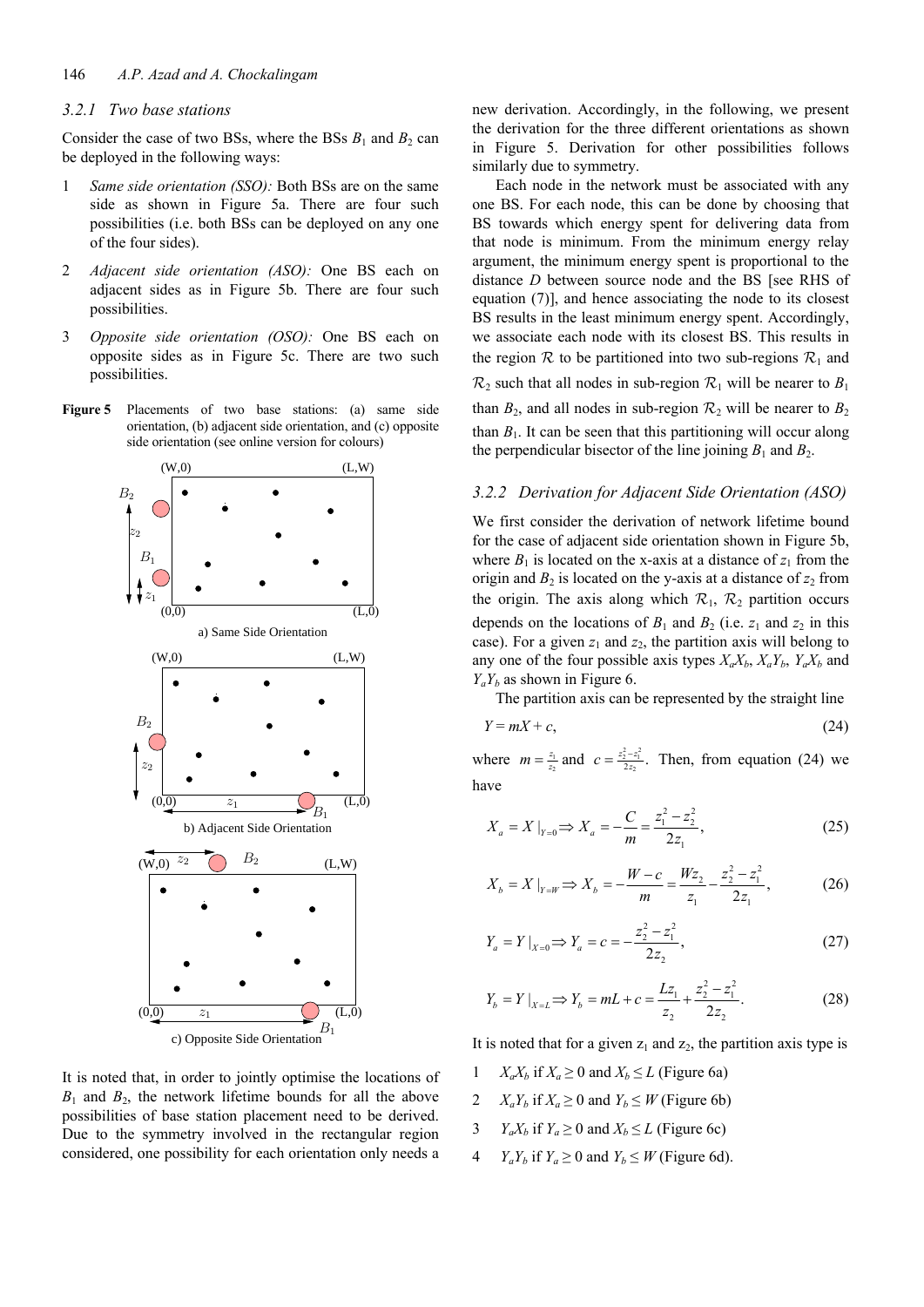### 3.2.1 Two base stations

Consider the case of two BSs, where the BSs $B_1$ and $B_2$ can be deployed in the following ways:

1. *Same side orientation (SSO):* Both BSs are on the same side as shown in Figure 5a. There are four such possibilities (i.e. both BSs can be deployed on any one of the four sides).
2. *Adjacent side orientation (ASO):* One BS each on adjacent sides as in Figure 5b. There are four such possibilities.
3. *Opposite side orientation (OSO):* One BS each on opposite sides as in Figure 5c. There are two such possibilities.

**Figure 5** Placements of two base stations: (a) same side orientation, (b) adjacent side orientation, and (c) opposite side orientation (see online version for colours)

It is noted that, in order to jointly optimise the locations of $B_1$ and $B_2$, the network lifetime bounds for all the above possibilities of base station placement need to be derived. Due to the symmetry involved in the rectangular region considered, one possibility for each orientation only needs a new derivation. Accordingly, in the following, we present the derivation for the three different orientations as shown in Figure 5. Derivation for other possibilities follows similarly due to symmetry.

Each node in the network must be associated with any one BS. For each node, this can be done by choosing that BS towards which energy spent for delivering data from that node is minimum. From the minimum energy relay argument, the minimum energy spent is proportional to the distance $D$ between source node and the BS [see RHS of equation (7)], and hence associating the node to its closest BS results in the least minimum energy spent. Accordingly, we associate each node with its closest BS. This results in the region $\mathcal{R}$ to be partitioned into two sub-regions $\mathcal{R}_1$ and $\mathcal{R}_2$ such that all nodes in sub-region $\mathcal{R}_1$ will be nearer to $B_1$ than $B_2$, and all nodes in sub-region $\mathcal{R}_2$ will be nearer to $B_2$ than $B_1$. It can be seen that this partitioning will occur along the perpendicular bisector of the line joining $B_1$ and $B_2$.

### 3.2.2 Derivation for Adjacent Side Orientation (ASO)

We first consider the derivation of network lifetime bound for the case of adjacent side orientation shown in Figure 5b, where $B_1$ is located on the x-axis at a distance of $z_1$ from the origin and $B_2$ is located on the y-axis at a distance of $z_2$ from the origin. The axis along which $\mathcal{R}_1$, $\mathcal{R}_2$ partition occurs depends on the locations of $B_1$ and $B_2$ (i.e. $z_1$ and $z_2$ in this case). For a given $z_1$ and $z_2$, the partition axis will belong to any one of the four possible axis types $X_aX_b$, $X_aY_b$, $Y_aX_b$ and $Y_aY_b$ as shown in Figure 6.

The partition axis can be represented by the straight line

$$Y = mX + c, \tag{24}$$

where $m = \frac{z_1}{z_2}$ and $c = \frac{z_2^2 - z_1^2}{2z_2}$. Then, from equation (24) we have

$$X_a = X\,|_{Y=0} \Rightarrow X_a = -\frac{C}{m} = \frac{z_1^2 - z_2^2}{2z_1}, \tag{25}$$

$$X_b = X\,|_{Y=W} \Rightarrow X_b = -\frac{W - c}{m} = \frac{Wz_2}{z_1} - \frac{z_2^2 - z_1^2}{2z_1}, \tag{26}$$

$$Y_a = Y\,|_{X=0} \Rightarrow Y_a = c = -\frac{z_2^2 - z_1^2}{2z_2}, \tag{27}$$

$$Y_b = Y\,|_{X=L} \Rightarrow Y_b = mL + c = \frac{Lz_1}{z_2} + \frac{z_2^2 - z_1^2}{2z_2}. \tag{28}$$

It is noted that for a given $z_1$ and $z_2$, the partition axis type is

1. $X_aX_b$ if $X_a \geq 0$ and $X_b \leq L$ (Figure 6a)
2. $X_aY_b$ if $X_a \geq 0$ and $Y_b \leq W$ (Figure 6b)
3. $Y_aX_b$ if $Y_a \geq 0$ and $X_b \leq L$ (Figure 6c)
4. $Y_aY_b$ if $Y_a \geq 0$ and $Y_b \leq W$ (Figure 6d).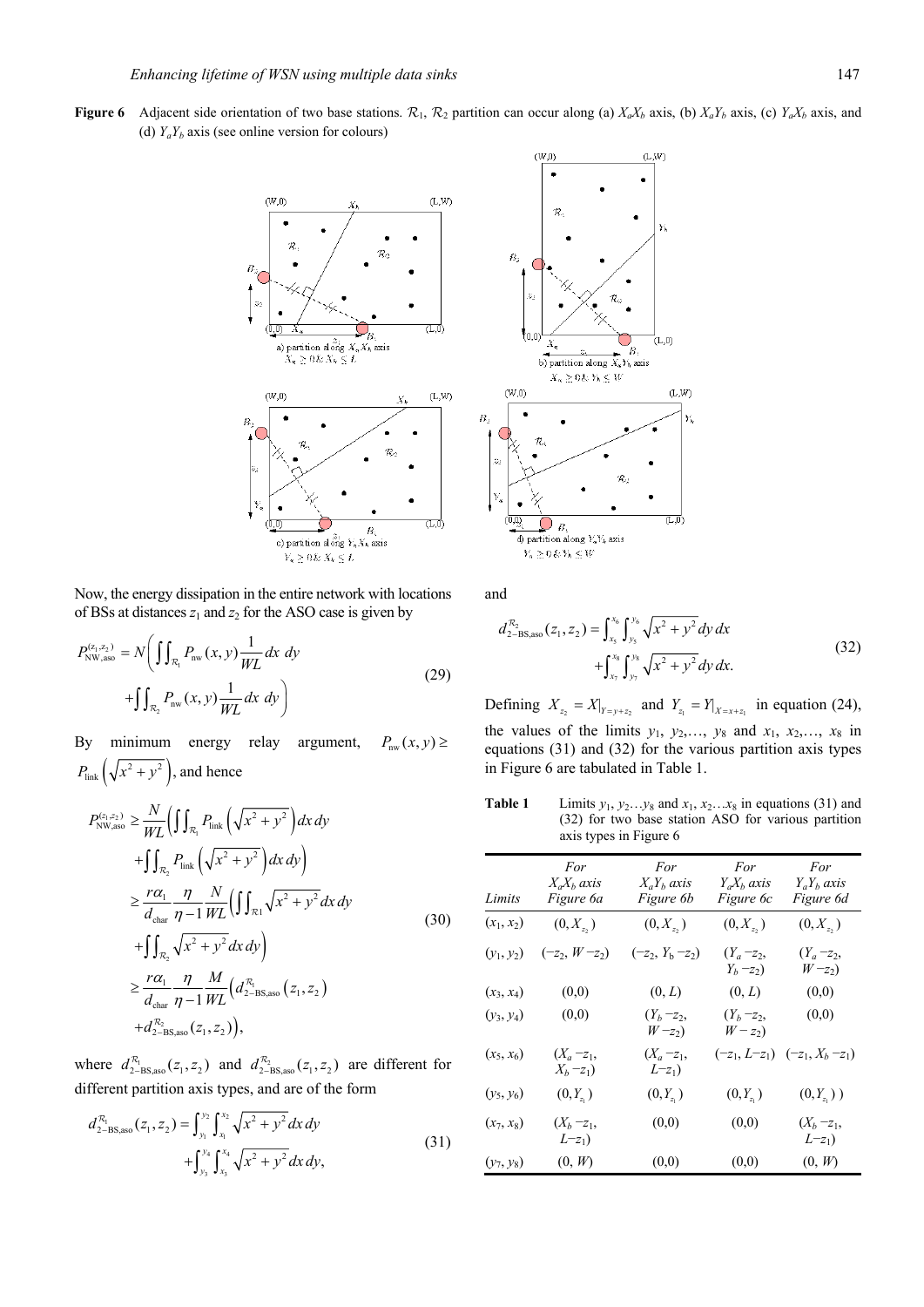**Figure 6** Adjacent side orientation of two base stations. $\mathcal{R}_1$, $\mathcal{R}_2$ partition can occur along (a) $X_aX_b$ axis, (b) $X_aY_b$ axis, (c) $Y_aX_b$ axis, and (d) $Y_aY_b$ axis (see online version for colours)

Now, the energy dissipation in the entire network with locations of BSs at distances $z_1$ and $z_2$ for the ASO case is given by

$$P_{\text{NW,aso}}^{(z_1,z_2)} = N\left(\iint_{\mathcal{R}_1} P_{\text{nw}}(x,y)\frac{1}{WL}dx\ dy + \iint_{\mathcal{R}_2} P_{\text{nw}}(x,y)\frac{1}{WL}dx\ dy\right) \tag{29}$$

By minimum energy relay argument, $P_{\text{nw}}(x,y) \geq P_{\text{link}}\left(\sqrt{x^2+y^2}\right)$, and hence

$$\begin{aligned} P_{\text{NW,aso}}^{(z_1,z_2)} &\geq \frac{N}{WL}\left(\iint_{\mathcal{R}_1} P_{\text{link}}\left(\sqrt{x^2+y^2}\right)dx\,dy + \iint_{\mathcal{R}_2} P_{\text{link}}\left(\sqrt{x^2+y^2}\right)dx\,dy\right) \\ &\geq \frac{r\alpha_1}{d_{\text{char}}}\frac{\eta}{\eta-1}\frac{N}{WL}\left(\iint_{\mathcal{R}1}\sqrt{x^2+y^2}\,dx\,dy + \iint_{\mathcal{R}_2}\sqrt{x^2+y^2}\,dx\,dy\right) \\ &\geq \frac{r\alpha_1}{d_{\text{char}}}\frac{\eta}{\eta-1}\frac{M}{WL}\left(d_{2-\text{BS,aso}}^{\mathcal{R}_1}(z_1,z_2) + d_{2-\text{BS,aso}}^{\mathcal{R}_2}(z_1,z_2)\right), \end{aligned} \tag{30}$$

where $d_{2-\text{BS,aso}}^{\mathcal{R}_1}(z_1,z_2)$ and $d_{2-\text{BS,aso}}^{\mathcal{R}_2}(z_1,z_2)$ are different for different partition axis types, and are of the form

$$d_{2-\text{BS,aso}}^{\mathcal{R}_1}(z_1,z_2) = \int_{y_1}^{y_2}\int_{x_1}^{x_2}\sqrt{x^2+y^2}\,dx\,dy + \int_{y_3}^{y_4}\int_{x_3}^{x_4}\sqrt{x^2+y^2}\,dx\,dy, \tag{31}$$

and

$$d_{2-\text{BS,aso}}^{\mathcal{R}_2}(z_1,z_2) = \int_{x_5}^{x_6}\int_{y_5}^{y_6}\sqrt{x^2+y^2}\,dy\,dx + \int_{x_7}^{x_8}\int_{y_7}^{y_8}\sqrt{x^2+y^2}\,dy\,dx. \tag{32}$$

Defining $X_{z_2} = X|_{Y=y+z_2}$ and $Y_{z_1} = Y|_{X=x+z_1}$ in equation (24), the values of the limits $y_1, y_2,\ldots, y_8$ and $x_1, x_2,\ldots, x_8$ in equations (31) and (32) for the various partition axis types in Figure 6 are tabulated in Table 1.

**Table 1** Limits $y_1, y_2\ldots y_8$ and $x_1, x_2\ldots x_8$ in equations (31) and (32) for two base station ASO for various partition axis types in Figure 6

| *Limits* | *For $X_aX_b$ axis Figure 6a* | *For $X_aY_b$ axis Figure 6b* | *For $Y_aX_b$ axis Figure 6c* | *For $Y_aY_b$ axis Figure 6d* |
|---|---|---|---|---|
| $(x_1, x_2)$ | $(0, X_{z_2})$ | $(0, X_{z_2})$ | $(0, X_{z_2})$ | $(0, X_{z_2})$ |
| $(y_1, y_2)$ | $(-z_2, W-z_2)$ | $(-z_2, Y_b-z_2)$ | $(Y_a-z_2, Y_b-z_2)$ | $(Y_a-z_2, W-z_2)$ |
| $(x_3, x_4)$ | $(0,0)$ | $(0, L)$ | $(0, L)$ | $(0,0)$ |
| $(y_3, y_4)$ | $(0,0)$ | $(Y_b-z_2, W-z_2)$ | $(Y_b-z_2, W-z_2)$ | $(0,0)$ |
| $(x_5, x_6)$ | $(X_a-z_1, X_b-z_1)$ | $(X_a-z_1, L-z_1)$ | $(-z_1, L-z_1)$ | $(-z_1, X_b-z_1)$ |
| $(y_5, y_6)$ | $(0, Y_{z_1})$ | $(0, Y_{z_1})$ | $(0, Y_{z_1})$ | $(0, Y_{z_1})$ ) |
| $(x_7, x_8)$ | $(X_b-z_1, L-z_1)$ | $(0,0)$ | $(0,0)$ | $(X_b-z_1, L-z_1)$ |
| $(y_7, y_8)$ | $(0, W)$ | $(0,0)$ | $(0,0)$ | $(0, W)$ |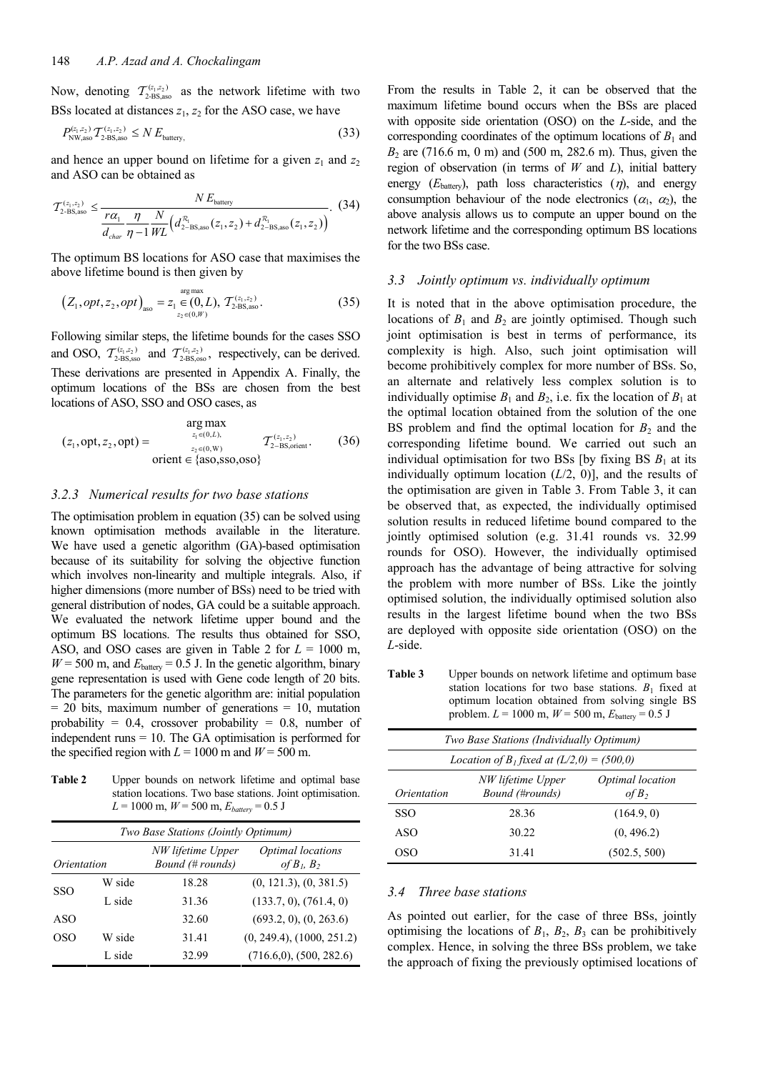Now, denoting $\mathcal{T}_{\text{2-BS,aso}}^{(z_1,z_2)}$ as the network lifetime with two BSs located at distances $z_1$, $z_2$ for the ASO case, we have

$$P_{\text{NW,aso}}^{(z_1,z_2)} \mathcal{T}_{\text{2-BS,aso}}^{(z_1,z_2)} \leq N\, E_{\text{battery}}, \tag{33}$$

and hence an upper bound on lifetime for a given $z_1$ and $z_2$ and ASO case can be obtained as

$$\mathcal{T}_{\text{2-BS,aso}}^{(z_1,z_2)} \leq \frac{N\, E_{\text{battery}}}{\frac{r\alpha_1}{d_{char}} \frac{\eta}{\eta - 1} \frac{N}{WL}\left(d_{2-\text{BS,aso}}^{\mathcal{R}_1}(z_1,z_2) + d_{2-\text{BS,aso}}^{\mathcal{R}_1}(z_1,z_2)\right)}. \tag{34}$$

The optimum BS locations for ASO case that maximises the above lifetime bound is then given by

$$\left(Z_1, opt, z_2, opt\right)_{\text{aso}} = \underset{z_2 \in (0,W)}{\overset{\arg\max}{z_1 \in (0,L),}} \mathcal{T}_{\text{2-BS,aso}}^{(z_1,z_2)}. \tag{35}$$

Following similar steps, the lifetime bounds for the cases SSO and OSO, $\mathcal{T}_{\text{2-BS,sso}}^{(z_1,z_2)}$ and $\mathcal{T}_{\text{2-BS,oso}}^{(z_1,z_2)}$, respectively, can be derived. These derivations are presented in Appendix A. Finally, the optimum locations of the BSs are chosen from the best locations of ASO, SSO and OSO cases, as

$$(z_1, \text{opt}, z_2, \text{opt}) = \underset{\substack{z_1 \in (0,L), \\ z_2 \in (0,W) \\ \text{orient} \in \{\text{aso,sso,oso}\}}}{\arg\max} \mathcal{T}_{2-\text{BS,orient}}^{(z_1,z_2)}. \tag{36}$$

### 3.2.3 Numerical results for two base stations

The optimisation problem in equation (35) can be solved using known optimisation methods available in the literature. We have used a genetic algorithm (GA)-based optimisation because of its suitability for solving the objective function which involves non-linearity and multiple integrals. Also, if higher dimensions (more number of BSs) need to be tried with general distribution of nodes, GA could be a suitable approach. We evaluated the network lifetime upper bound and the optimum BS locations. The results thus obtained for SSO, ASO, and OSO cases are given in Table 2 for $L$ = 1000 m, $W$ = 500 m, and $E_{\text{battery}}$ = 0.5 J. In the genetic algorithm, binary gene representation is used with Gene code length of 20 bits. The parameters for the genetic algorithm are: initial population = 20 bits, maximum number of generations = 10, mutation probability = 0.4, crossover probability = 0.8, number of independent runs = 10. The GA optimisation is performed for the specified region with $L$ = 1000 m and $W$ = 500 m.

**Table 2** Upper bounds on network lifetime and optimal base station locations. Two base stations. Joint optimisation. $L$ = 1000 m, $W$ = 500 m, $E_{battery}$ = 0.5 J

| *Two Base Stations (Jointly Optimum)* | | | |
|---|---|---|---|
| *Orientation* | | *NW lifetime Upper Bound (# rounds)* | *Optimal locations of $B_1$, $B_2$* |
| SSO | W side | 18.28 | (0, 121.3), (0, 381.5) |
| | L side | 31.36 | (133.7, 0), (761.4, 0) |
| ASO | | 32.60 | (693.2, 0), (0, 263.6) |
| OSO | W side | 31.41 | (0, 249.4), (1000, 251.2) |
| | L side | 32.99 | (716.6,0), (500, 282.6) |

From the results in Table 2, it can be observed that the maximum lifetime bound occurs when the BSs are placed with opposite side orientation (OSO) on the $L$-side, and the corresponding coordinates of the optimum locations of $B_1$ and $B_2$ are (716.6 m, 0 m) and (500 m, 282.6 m). Thus, given the region of observation (in terms of $W$ and $L$), initial battery energy ($E_{\text{battery}}$), path loss characteristics ($\eta$), and energy consumption behaviour of the node electronics ($\alpha_1$, $\alpha_2$), the above analysis allows us to compute an upper bound on the network lifetime and the corresponding optimum BS locations for the two BSs case.

### 3.3 Jointly optimum vs. individually optimum

It is noted that in the above optimisation procedure, the locations of $B_1$ and $B_2$ are jointly optimised. Though such joint optimisation is best in terms of performance, its complexity is high. Also, such joint optimisation will become prohibitively complex for more number of BSs. So, an alternate and relatively less complex solution is to individually optimise $B_1$ and $B_2$, i.e. fix the location of $B_1$ at the optimal location obtained from the solution of the one BS problem and find the optimal location for $B_2$ and the corresponding lifetime bound. We carried out such an individual optimisation for two BSs [by fixing BS $B_1$ at its individually optimum location ($L$/2, 0)], and the results of the optimisation are given in Table 3. From Table 3, it can be observed that, as expected, the individually optimised solution results in reduced lifetime bound compared to the jointly optimised solution (e.g. 31.41 rounds vs. 32.99 rounds for OSO). However, the individually optimised approach has the advantage of being attractive for solving the problem with more number of BSs. Like the jointly optimised solution, the individually optimised solution also results in the largest lifetime bound when the two BSs are deployed with opposite side orientation (OSO) on the $L$-side.

**Table 3** Upper bounds on network lifetime and optimum base station locations for two base stations. $B_1$ fixed at optimum location obtained from solving single BS problem. $L$ = 1000 m, $W$ = 500 m, $E_{\text{battery}}$ = 0.5 J

| *Two Base Stations (Individually Optimum)* | | |
|---|---|---|
| *Location of $B_1$ fixed at (L/2,0) = (500,0)* | | |
| *Orientation* | *NW lifetime Upper Bound (#rounds)* | *Optimal location of $B_2$* |
| SSO | 28.36 | (164.9, 0) |
| ASO | 30.22 | (0, 496.2) |
| OSO | 31.41 | (502.5, 500) |

### 3.4 Three base stations

As pointed out earlier, for the case of three BSs, jointly optimising the locations of $B_1$, $B_2$, $B_3$ can be prohibitively complex. Hence, in solving the three BSs problem, we take the approach of fixing the previously optimised locations of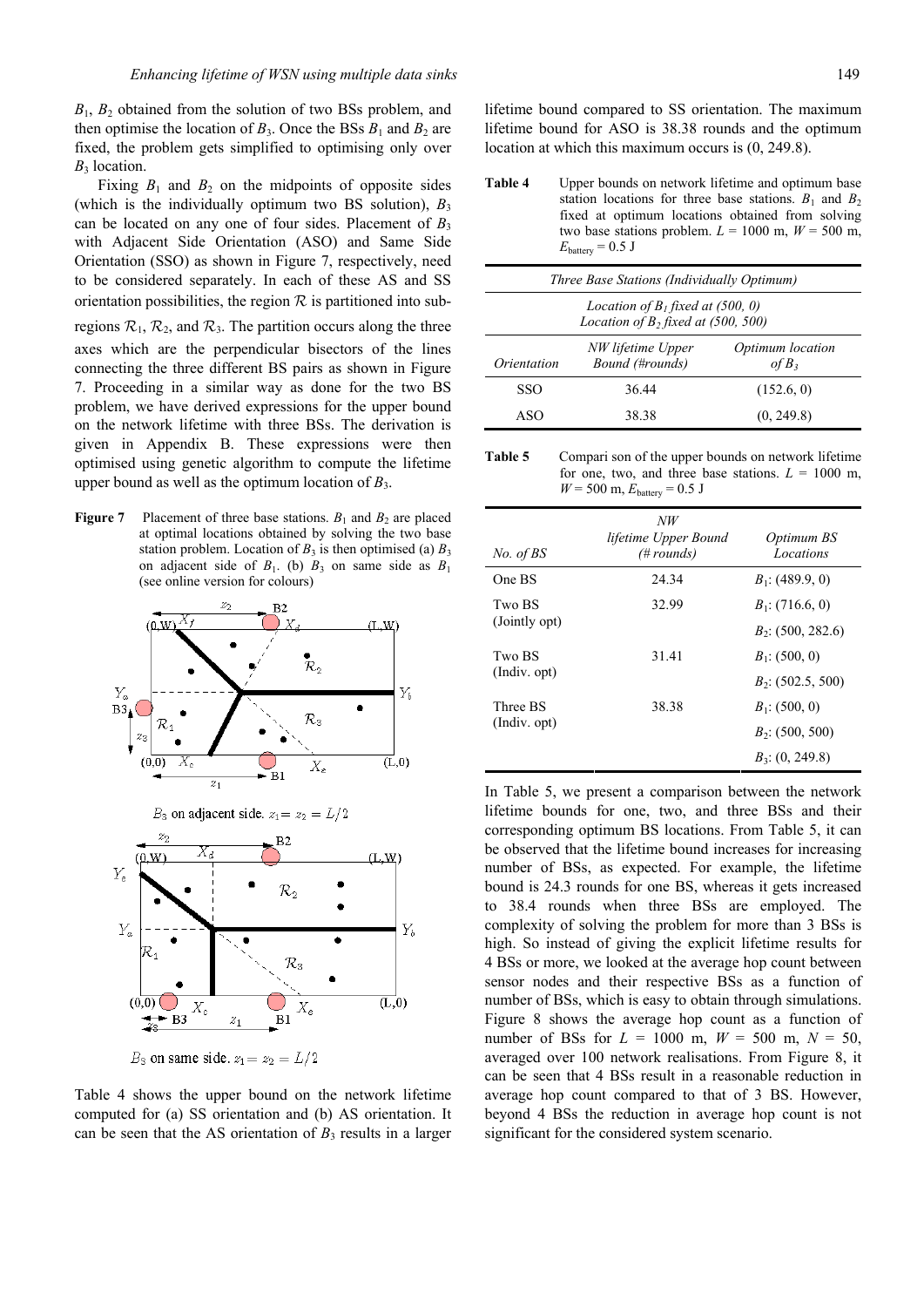$B_1$, $B_2$ obtained from the solution of two BSs problem, and then optimise the location of $B_3$. Once the BSs $B_1$ and $B_2$ are fixed, the problem gets simplified to optimising only over $B_3$ location.

Fixing $B_1$ and $B_2$ on the midpoints of opposite sides (which is the individually optimum two BS solution), $B_3$ can be located on any one of four sides. Placement of $B_3$ with Adjacent Side Orientation (ASO) and Same Side Orientation (SSO) as shown in Figure 7, respectively, need to be considered separately. In each of these AS and SS orientation possibilities, the region $\mathcal{R}$ is partitioned into sub-regions $\mathcal{R}_1$, $\mathcal{R}_2$, and $\mathcal{R}_3$. The partition occurs along the three axes which are the perpendicular bisectors of the lines connecting the three different BS pairs as shown in Figure 7. Proceeding in a similar way as done for the two BS problem, we have derived expressions for the upper bound on the network lifetime with three BSs. The derivation is given in Appendix B. These expressions were then optimised using genetic algorithm to compute the lifetime upper bound as well as the optimum location of $B_3$.

**Figure 7** Placement of three base stations. $B_1$ and $B_2$ are placed at optimal locations obtained by solving the two base station problem. Location of $B_3$ is then optimised (a) $B_3$ on adjacent side of $B_1$. (b) $B_3$ on same side as $B_1$ (see online version for colours)

$B_3$ on adjacent side. $z_1 = z_2 = L/2$

$B_3$ on same side. $z_1 = z_2 = L/2$

Table 4 shows the upper bound on the network lifetime computed for (a) SS orientation and (b) AS orientation. It can be seen that the AS orientation of $B_3$ results in a larger lifetime bound compared to SS orientation. The maximum lifetime bound for ASO is 38.38 rounds and the optimum location at which this maximum occurs is (0, 249.8).

**Table 4** Upper bounds on network lifetime and optimum base station locations for three base stations. $B_1$ and $B_2$ fixed at optimum locations obtained from solving two base stations problem. $L$ = 1000 m, $W$ = 500 m, $E_{\text{battery}}$ = 0.5 J

| *Three Base Stations (Individually Optimum)* | | |
|---|---|---|
| *Location of $B_1$ fixed at (500, 0)* *Location of $B_2$ fixed at (500, 500)* | | |
| *Orientation* | *NW lifetime Upper Bound (#rounds)* | *Optimum location of $B_3$* |
| SSO | 36.44 | (152.6, 0) |
| ASO | 38.38 | (0, 249.8) |

**Table 5** Comparison of the upper bounds on network lifetime for one, two, and three base stations. $L$ = 1000 m, $W$ = 500 m, $E_{\text{battery}}$ = 0.5 J

| *No. of BS* | *NW lifetime Upper Bound (# rounds)* | *Optimum BS Locations* |
|---|---|---|
| One BS | 24.34 | $B_1$: (489.9, 0) |
| Two BS (Jointly opt) | 32.99 | $B_1$: (716.6, 0) |
| | | $B_2$: (500, 282.6) |
| Two BS (Indiv. opt) | 31.41 | $B_1$: (500, 0) |
| | | $B_2$: (502.5, 500) |
| Three BS (Indiv. opt) | 38.38 | $B_1$: (500, 0) |
| | | $B_2$: (500, 500) |
| | | $B_3$: (0, 249.8) |

In Table 5, we present a comparison between the network lifetime bounds for one, two, and three BSs and their corresponding optimum BS locations. From Table 5, it can be observed that the lifetime bound increases for increasing number of BSs, as expected. For example, the lifetime bound is 24.3 rounds for one BS, whereas it gets increased to 38.4 rounds when three BSs are employed. The complexity of solving the problem for more than 3 BSs is high. So instead of giving the explicit lifetime results for 4 BSs or more, we looked at the average hop count between sensor nodes and their respective BSs as a function of number of BSs, which is easy to obtain through simulations. Figure 8 shows the average hop count as a function of number of BSs for $L$ = 1000 m, $W$ = 500 m, $N$ = 50, averaged over 100 network realisations. From Figure 8, it can be seen that 4 BSs result in a reasonable reduction in average hop count compared to that of 3 BS. However, beyond 4 BSs the reduction in average hop count is not significant for the considered system scenario.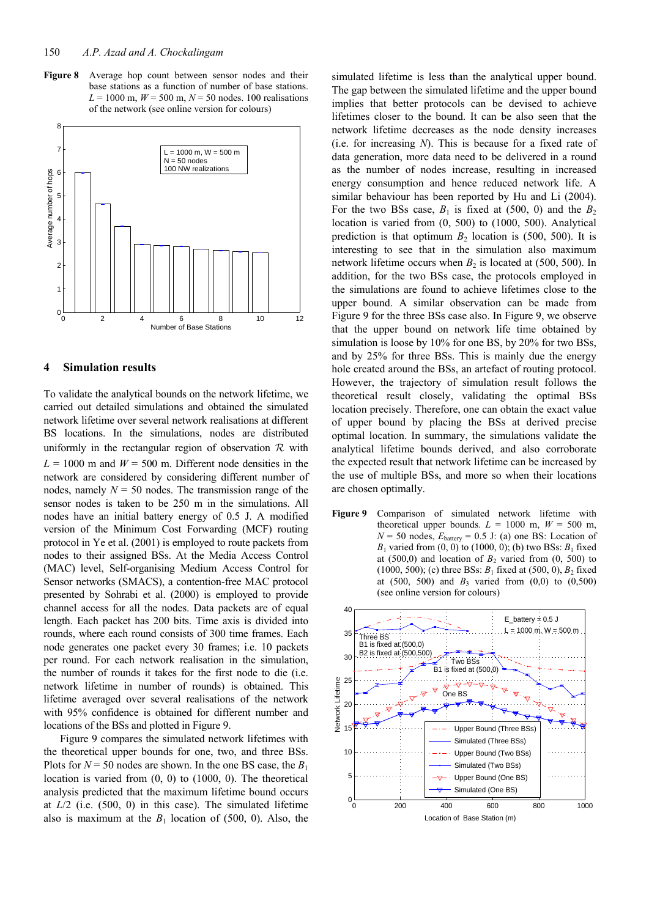**Figure 8** Average hop count between sensor nodes and their base stations as a function of number of base stations. $L = 1000$ m, $W = 500$ m, $N = 50$ nodes. 100 realisations of the network (see online version for colours)

## 4 Simulation results

To validate the analytical bounds on the network lifetime, we carried out detailed simulations and obtained the simulated network lifetime over several network realisations at different BS locations. In the simulations, nodes are distributed uniformly in the rectangular region of observation $\mathcal{R}$ with $L = 1000$ m and $W = 500$ m. Different node densities in the network are considered by considering different number of nodes, namely $N = 50$ nodes. The transmission range of the sensor nodes is taken to be 250 m in the simulations. All nodes have an initial battery energy of 0.5 J. A modified version of the Minimum Cost Forwarding (MCF) routing protocol in Ye et al. (2001) is employed to route packets from nodes to their assigned BSs. At the Media Access Control (MAC) level, Self-organising Medium Access Control for Sensor networks (SMACS), a contention-free MAC protocol presented by Sohrabi et al. (2000) is employed to provide channel access for all the nodes. Data packets are of equal length. Each packet has 200 bits. Time axis is divided into rounds, where each round consists of 300 time frames. Each node generates one packet every 30 frames; i.e. 10 packets per round. For each network realisation in the simulation, the number of rounds it takes for the first node to die (i.e. network lifetime in number of rounds) is obtained. This lifetime averaged over several realisations of the network with 95% confidence is obtained for different number and locations of the BSs and plotted in Figure 9.

Figure 9 compares the simulated network lifetimes with the theoretical upper bounds for one, two, and three BSs. Plots for $N = 50$ nodes are shown. In the one BS case, the $B_1$ location is varied from (0, 0) to (1000, 0). The theoretical analysis predicted that the maximum lifetime bound occurs at $L/2$ (i.e. (500, 0) in this case). The simulated lifetime also is maximum at the $B_1$ location of (500, 0). Also, the simulated lifetime is less than the analytical upper bound. The gap between the simulated lifetime and the upper bound implies that better protocols can be devised to achieve lifetimes closer to the bound. It can be also seen that the network lifetime decreases as the node density increases (i.e. for increasing $N$). This is because for a fixed rate of data generation, more data need to be delivered in a round as the number of nodes increase, resulting in increased energy consumption and hence reduced network life. A similar behaviour has been reported by Hu and Li (2004). For the two BSs case, $B_1$ is fixed at (500, 0) and the $B_2$ location is varied from (0, 500) to (1000, 500). Analytical prediction is that optimum $B_2$ location is (500, 500). It is interesting to see that in the simulation also maximum network lifetime occurs when $B_2$ is located at (500, 500). In addition, for the two BSs case, the protocols employed in the simulations are found to achieve lifetimes close to the upper bound. A similar observation can be made from Figure 9 for the three BSs case also. In Figure 9, we observe that the upper bound on network life time obtained by simulation is loose by 10% for one BS, by 20% for two BSs, and by 25% for three BSs. This is mainly due the energy hole created around the BSs, an artefact of routing protocol. However, the trajectory of simulation result follows the theoretical result closely, validating the optimal BSs location precisely. Therefore, one can obtain the exact value of upper bound by placing the BSs at derived precise optimal location. In summary, the simulations validate the analytical lifetime bounds derived, and also corroborate the expected result that network lifetime can be increased by the use of multiple BSs, and more so when their locations are chosen optimally.

**Figure 9** Comparison of simulated network lifetime with theoretical upper bounds. $L = 1000$ m, $W = 500$ m, $N = 50$ nodes, $E_{\text{battery}} = 0.5$ J: (a) one BS: Location of $B_1$ varied from (0, 0) to (1000, 0); (b) two BSs: $B_1$ fixed at (500,0) and location of $B_2$ varied from (0, 500) to (1000, 500); (c) three BSs: $B_1$ fixed at (500, 0), $B_2$ fixed at (500, 500) and $B_3$ varied from (0,0) to (0,500) (see online version for colours)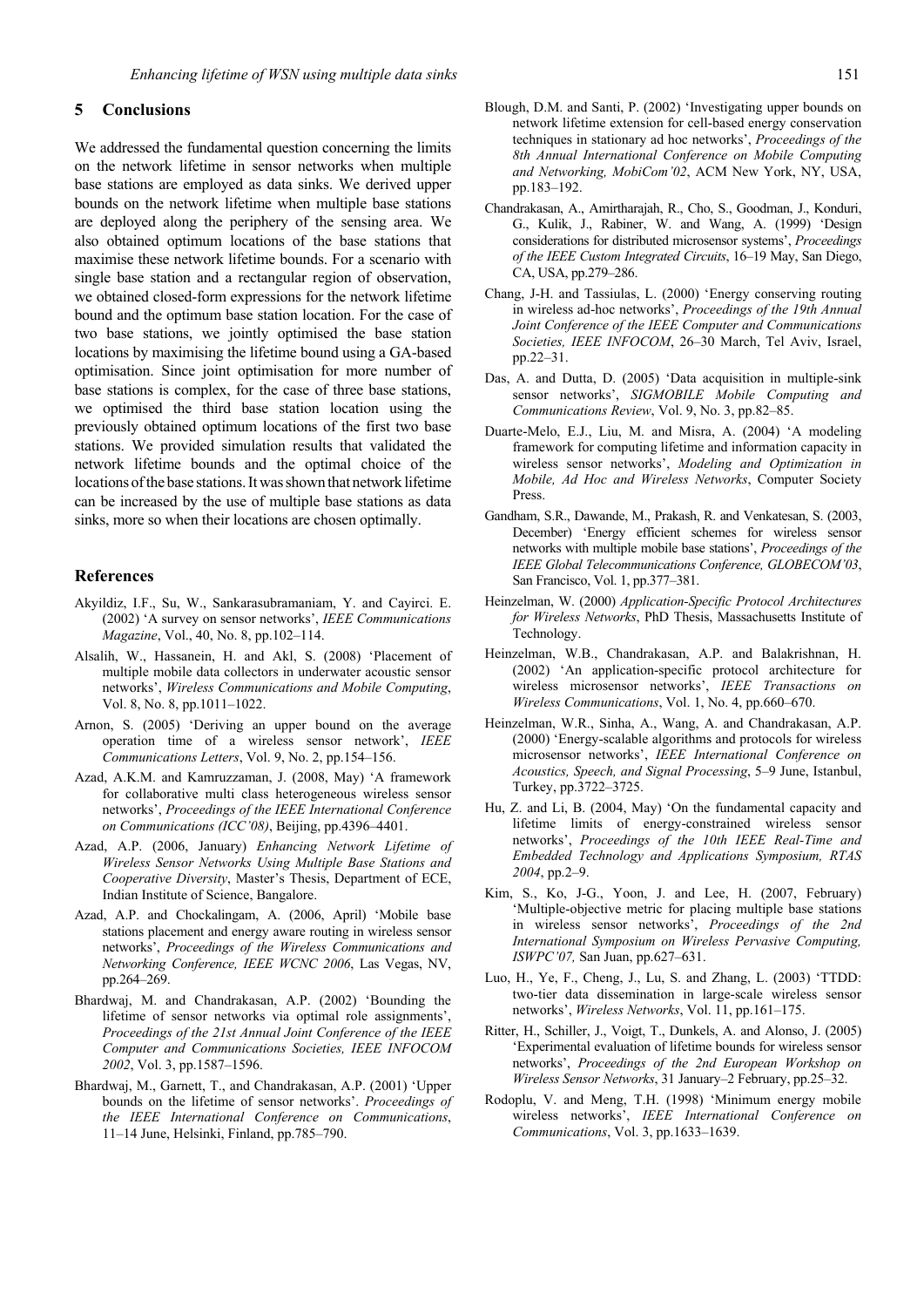## 5 Conclusions

We addressed the fundamental question concerning the limits on the network lifetime in sensor networks when multiple base stations are employed as data sinks. We derived upper bounds on the network lifetime when multiple base stations are deployed along the periphery of the sensing area. We also obtained optimum locations of the base stations that maximise these network lifetime bounds. For a scenario with single base station and a rectangular region of observation, we obtained closed-form expressions for the network lifetime bound and the optimum base station location. For the case of two base stations, we jointly optimised the base station locations by maximising the lifetime bound using a GA-based optimisation. Since joint optimisation for more number of base stations is complex, for the case of three base stations, we optimised the third base station location using the previously obtained optimum locations of the first two base stations. We provided simulation results that validated the network lifetime bounds and the optimal choice of the locations of the base stations. It was shown that network lifetime can be increased by the use of multiple base stations as data sinks, more so when their locations are chosen optimally.

## References

Akyildiz, I.F., Su, W., Sankarasubramaniam, Y. and Cayirci. E. (2002) 'A survey on sensor networks', *IEEE Communications Magazine*, Vol., 40, No. 8, pp.102–114.

Alsalih, W., Hassanein, H. and Akl, S. (2008) 'Placement of multiple mobile data collectors in underwater acoustic sensor networks', *Wireless Communications and Mobile Computing*, Vol. 8, No. 8, pp.1011–1022.

Arnon, S. (2005) 'Deriving an upper bound on the average operation time of a wireless sensor network', *IEEE Communications Letters*, Vol. 9, No. 2, pp.154–156.

Azad, A.K.M. and Kamruzzaman, J. (2008, May) 'A framework for collaborative multi class heterogeneous wireless sensor networks', *Proceedings of the IEEE International Conference on Communications (ICC'08)*, Beijing, pp.4396–4401.

Azad, A.P. (2006, January) *Enhancing Network Lifetime of Wireless Sensor Networks Using Multiple Base Stations and Cooperative Diversity*, Master's Thesis, Department of ECE, Indian Institute of Science, Bangalore.

Azad, A.P. and Chockalingam, A. (2006, April) 'Mobile base stations placement and energy aware routing in wireless sensor networks', *Proceedings of the Wireless Communications and Networking Conference, IEEE WCNC 2006*, Las Vegas, NV, pp.264–269.

Bhardwaj, M. and Chandrakasan, A.P. (2002) 'Bounding the lifetime of sensor networks via optimal role assignments', *Proceedings of the 21st Annual Joint Conference of the IEEE Computer and Communications Societies, IEEE INFOCOM 2002*, Vol. 3, pp.1587–1596.

Bhardwaj, M., Garnett, T., and Chandrakasan, A.P. (2001) 'Upper bounds on the lifetime of sensor networks'. *Proceedings of the IEEE International Conference on Communications*, 11–14 June, Helsinki, Finland, pp.785–790.

Blough, D.M. and Santi, P. (2002) 'Investigating upper bounds on network lifetime extension for cell-based energy conservation techniques in stationary ad hoc networks', *Proceedings of the 8th Annual International Conference on Mobile Computing and Networking, MobiCom'02*, ACM New York, NY, USA, pp.183–192.

Chandrakasan, A., Amirtharajah, R., Cho, S., Goodman, J., Konduri, G., Kulik, J., Rabiner, W. and Wang, A. (1999) 'Design considerations for distributed microsensor systems', *Proceedings of the IEEE Custom Integrated Circuits*, 16–19 May, San Diego, CA, USA, pp.279–286.

Chang, J-H. and Tassiulas, L. (2000) 'Energy conserving routing in wireless ad-hoc networks', *Proceedings of the 19th Annual Joint Conference of the IEEE Computer and Communications Societies, IEEE INFOCOM*, 26–30 March, Tel Aviv, Israel, pp.22–31.

Das, A. and Dutta, D. (2005) 'Data acquisition in multiple-sink sensor networks', *SIGMOBILE Mobile Computing and Communications Review*, Vol. 9, No. 3, pp.82–85.

Duarte-Melo, E.J., Liu, M. and Misra, A. (2004) 'A modeling framework for computing lifetime and information capacity in wireless sensor networks', *Modeling and Optimization in Mobile, Ad Hoc and Wireless Networks*, Computer Society Press.

Gandham, S.R., Dawande, M., Prakash, R. and Venkatesan, S. (2003, December) 'Energy efficient schemes for wireless sensor networks with multiple mobile base stations', *Proceedings of the IEEE Global Telecommunications Conference, GLOBECOM'03*, San Francisco, Vol. 1, pp.377–381.

Heinzelman, W. (2000) *Application-Specific Protocol Architectures for Wireless Networks*, PhD Thesis, Massachusetts Institute of Technology.

Heinzelman, W.B., Chandrakasan, A.P. and Balakrishnan, H. (2002) 'An application-specific protocol architecture for wireless microsensor networks', *IEEE Transactions on Wireless Communications*, Vol. 1, No. 4, pp.660–670.

Heinzelman, W.R., Sinha, A., Wang, A. and Chandrakasan, A.P. (2000) 'Energy-scalable algorithms and protocols for wireless microsensor networks', *IEEE International Conference on Acoustics, Speech, and Signal Processing*, 5–9 June, Istanbul, Turkey, pp.3722–3725.

Hu, Z. and Li, B. (2004, May) 'On the fundamental capacity and lifetime limits of energy-constrained wireless sensor networks', *Proceedings of the 10th IEEE Real-Time and Embedded Technology and Applications Symposium, RTAS 2004*, pp.2–9.

Kim, S., Ko, J-G., Yoon, J. and Lee, H. (2007, February) 'Multiple-objective metric for placing multiple base stations in wireless sensor networks', *Proceedings of the 2nd International Symposium on Wireless Pervasive Computing, ISWPC'07,* San Juan, pp.627–631.

Luo, H., Ye, F., Cheng, J., Lu, S. and Zhang, L. (2003) 'TTDD: two-tier data dissemination in large-scale wireless sensor networks', *Wireless Networks*, Vol. 11, pp.161–175.

Ritter, H., Schiller, J., Voigt, T., Dunkels, A. and Alonso, J. (2005) 'Experimental evaluation of lifetime bounds for wireless sensor networks', *Proceedings of the 2nd European Workshop on Wireless Sensor Networks*, 31 January–2 February, pp.25–32.

Rodoplu, V. and Meng, T.H. (1998) 'Minimum energy mobile wireless networks', *IEEE International Conference on Communications*, Vol. 3, pp.1633–1639.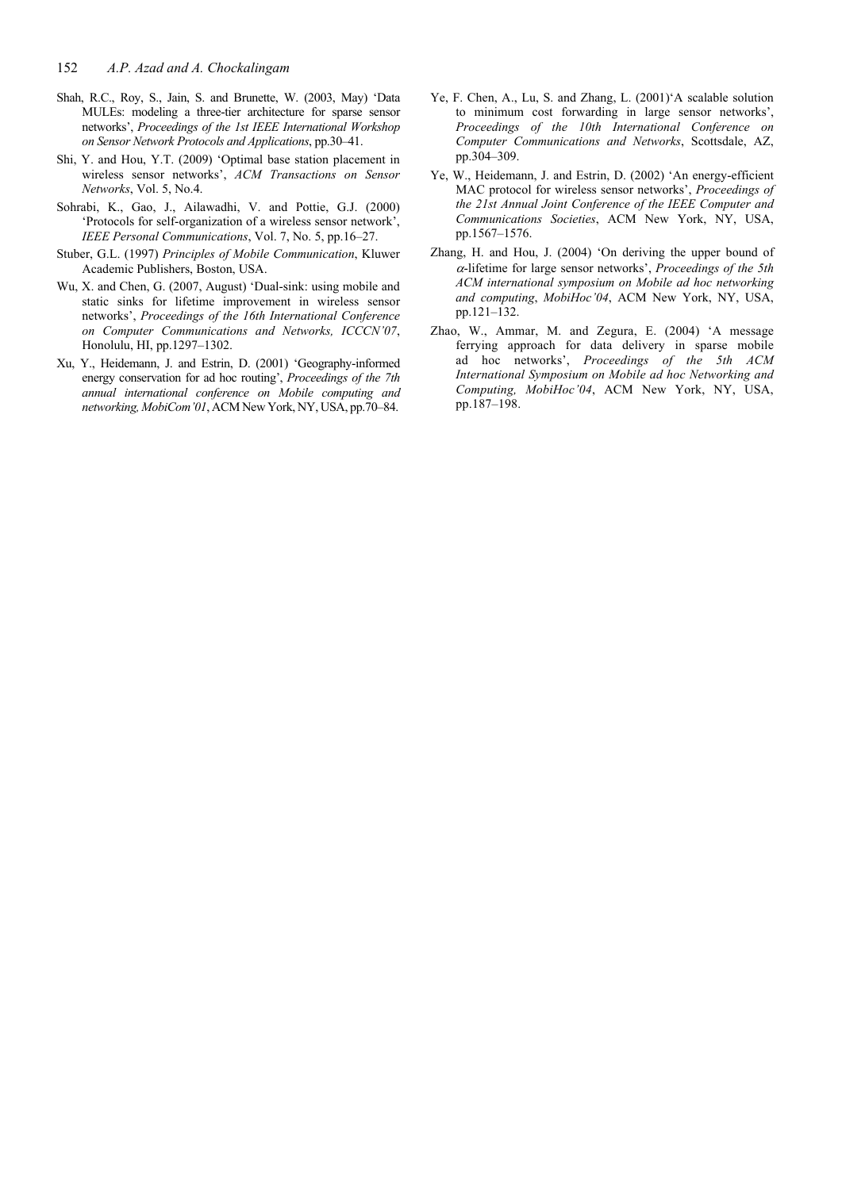Shah, R.C., Roy, S., Jain, S. and Brunette, W. (2003, May) 'Data MULEs: modeling a three-tier architecture for sparse sensor networks', *Proceedings of the 1st IEEE International Workshop on Sensor Network Protocols and Applications*, pp.30–41.

Shi, Y. and Hou, Y.T. (2009) 'Optimal base station placement in wireless sensor networks', *ACM Transactions on Sensor Networks*, Vol. 5, No.4.

Sohrabi, K., Gao, J., Ailawadhi, V. and Pottie, G.J. (2000) 'Protocols for self-organization of a wireless sensor network', *IEEE Personal Communications*, Vol. 7, No. 5, pp.16–27.

Stuber, G.L. (1997) *Principles of Mobile Communication*, Kluwer Academic Publishers, Boston, USA.

Wu, X. and Chen, G. (2007, August) 'Dual-sink: using mobile and static sinks for lifetime improvement in wireless sensor networks', *Proceedings of the 16th International Conference on Computer Communications and Networks, ICCCN'07*, Honolulu, HI, pp.1297–1302.

Xu, Y., Heidemann, J. and Estrin, D. (2001) 'Geography-informed energy conservation for ad hoc routing', *Proceedings of the 7th annual international conference on Mobile computing and networking, MobiCom'01*, ACM New York, NY, USA, pp.70–84.

Ye, F. Chen, A., Lu, S. and Zhang, L. (2001)'A scalable solution to minimum cost forwarding in large sensor networks', *Proceedings of the 10th International Conference on Computer Communications and Networks*, Scottsdale, AZ, pp.304–309.

Ye, W., Heidemann, J. and Estrin, D. (2002) 'An energy-efficient MAC protocol for wireless sensor networks', *Proceedings of the 21st Annual Joint Conference of the IEEE Computer and Communications Societies*, ACM New York, NY, USA, pp.1567–1576.

Zhang, H. and Hou, J. (2004) 'On deriving the upper bound of $\alpha$-lifetime for large sensor networks', *Proceedings of the 5th ACM international symposium on Mobile ad hoc networking and computing, MobiHoc'04*, ACM New York, NY, USA, pp.121–132.

Zhao, W., Ammar, M. and Zegura, E. (2004) 'A message ferrying approach for data delivery in sparse mobile ad hoc networks', *Proceedings of the 5th ACM International Symposium on Mobile ad hoc Networking and Computing, MobiHoc'04*, ACM New York, NY, USA, pp.187–198.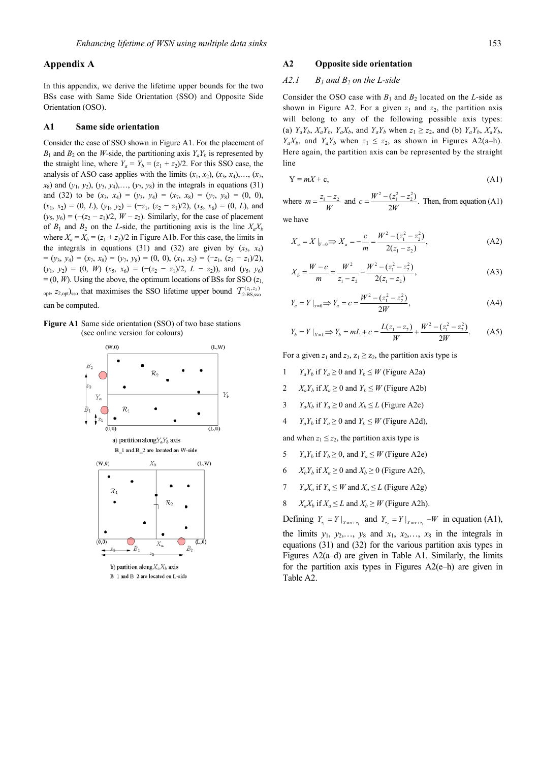# Appendix A

In this appendix, we derive the lifetime upper bounds for the two BSs case with Same Side Orientation (SSO) and Opposite Side Orientation (OSO).

## A1 Same side orientation

Consider the case of SSO shown in Figure A1. For the placement of $B_1$ and $B_2$ on the $W$-side, the partitioning axis $Y_aY_b$ is represented by the straight line, where $Y_a = Y_b = (z_1 + z_2)/2$. For this SSO case, the analysis of ASO case applies with the limits $(x_1, x_2)$, $(x_3, x_4)$,..., $(x_7, x_8)$ and $(y_1, y_2)$, $(y_3, y_4)$,..., $(y_7, y_8)$ in the integrals in equations (31) and (32) to be $(x_3, x_4) = (y_3, y_4) = (x_7, x_8) = (y_7, y_8) = (0, 0)$, $(x_1, x_2) = (0, L)$, $(y_1, y_2) = (-z_1, (z_2 - z_1)/2)$, $(x_5, x_6) = (0, L)$, and $(y_5, y_6) = (-(z_2 - z_1)/2, W - z_2)$. Similarly, for the case of placement of $B_1$ and $B_2$ on the $L$-side, the partitioning axis is the line $X_aX_b$ where $X_a = X_b = (z_1 + z_2)/2$ in Figure A1b. For this case, the limits in the integrals in equations (31) and (32) are given by $(x_3, x_4) = (y_3, y_4) = (x_7, x_8) = (y_7, y_8) = (0, 0)$, $(x_1, x_2) = (-z_1, (z_2 - z_1)/2)$, $(y_1, y_2) = (0, W)$ $(x_5, x_6) = (-(z_2 - z_1)/2, L - z_2))$, and $(y_5, y_6) = (0, W)$. Using the above, the optimum locations of BSs for SSO $(z_{1,opt}, z_{2,opt})_{sso}$ that maximises the SSO lifetime upper bound $\mathcal{T}_{2\text{-BS,sso}}^{(z_1,z_2)}$ can be computed.

**Figure A1** Same side orientation (SSO) of two base stations (see online version for colours)

a) partition along $Y_aY_b$ axis
B_1 and B_2 are located on W-side

b) partition along $X_aX_b$ axis
B_1 and B_2 are located on L-side

## A2 Opposite side orientation

### A2.1 $B_1$ and $B_2$ on the $L$-side

Consider the OSO case with $B_1$ and $B_2$ located on the $L$-side as shown in Figure A2. For a given $z_1$ and $z_2$, the partition axis will belong to any of the following possible axis types: (a) $Y_aY_b$, $X_aY_b$, $X_aX_b$, and $Y_aY_b$ when $z_1 \geq z_2$, and (b) $Y_aY_b$, $X_aY_b$, $Y_aX_b$, and $Y_aY_b$ when $z_1 \leq z_2$, as shown in Figures A2(a–h). Here again, the partition axis can be represented by the straight line

$$Y = mX + c, \tag{A1}$$

where $m = \dfrac{z_1 - z_2}{W}$ and $c = \dfrac{W^2 - (z_1^2 - z_2^2)}{2W}$. Then, from equation (A1) we have

$$X_a = X|_{Y=0} \Rightarrow X_a = -\frac{c}{m} = \frac{W^2 - (z_1^2 - z_2^2)}{2(z_1 - z_2)}, \tag{A2}$$

$$X_b = \frac{W - c}{m} = \frac{W^2}{z_1 - z_2} - \frac{W^2 - (z_1^2 - z_2^2)}{2(z_1 - z_2)}, \tag{A3}$$

$$Y_a = Y|_{x=0} \Rightarrow Y_a = c = \frac{W^2 - (z_1^2 - z_2^2)}{2W}, \tag{A4}$$

$$Y_b = Y|_{X=L} \Rightarrow Y_b = mL + c = \frac{L(z_1 - z_2)}{W} + \frac{W^2 - (z_1^2 - z_2^2)}{2W}. \tag{A5}$$

For a given $z_1$ and $z_2$, $z_1 \geq z_2$, the partition axis type is

1. $Y_aY_b$ if $Y_a \geq 0$ and $Y_b \leq W$ (Figure A2a)
2. $X_aY_b$ if $X_a \geq 0$ and $Y_b \leq W$ (Figure A2b)
3. $Y_aX_b$ if $Y_a \geq 0$ and $X_b \leq L$ (Figure A2c)
4. $Y_aY_b$ if $Y_a \geq 0$ and $Y_b \leq W$ (Figure A2d),

and when $z_1 \leq z_2$, the partition axis type is

5. $Y_aY_b$ if $Y_b \geq 0$, and $Y_a \leq W$ (Figure A2e)
6. $X_bY_b$ if $X_a \geq 0$ and $X_b \geq 0$ (Figure A2f),
7. $Y_aX_a$ if $Y_a \leq W$ and $X_a \leq L$ (Figure A2g)
8. $X_aX_b$ if $X_a \leq L$ and $X_b \geq W$ (Figure A2h).

Defining $Y_{z_1} = Y|_{X=x+z_1}$ and $Y_{z_2} = Y|_{X=x+z_1} - W$ in equation (A1), the limits $y_1, y_2,\ldots, y_8$ and $x_1, x_2,\ldots, x_8$ in the integrals in equations (31) and (32) for the various partition axis types in Figures A2(a–d) are given in Table A1. Similarly, the limits for the partition axis types in Figures A2(e–h) are given in Table A2.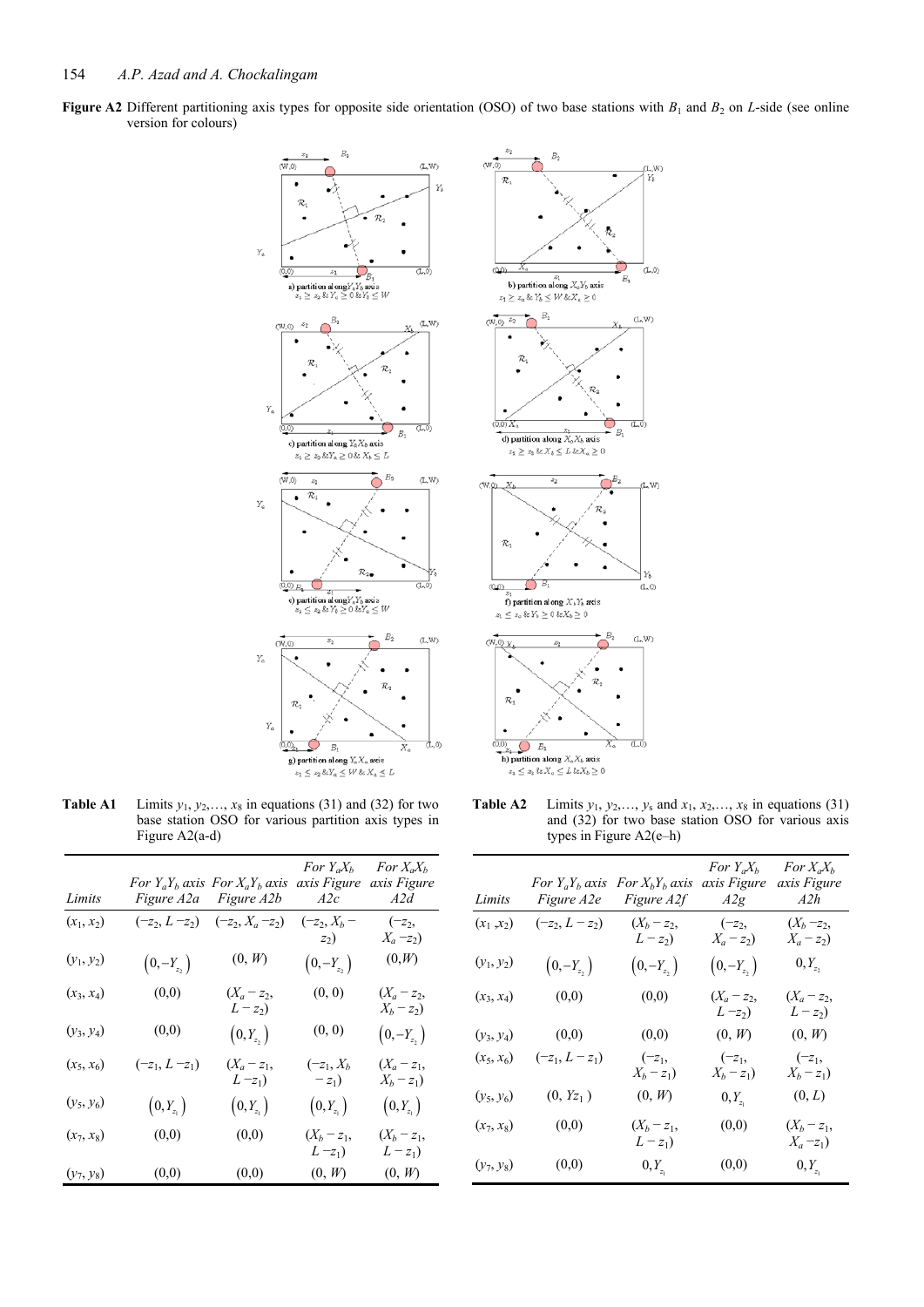**Figure A2** Different partitioning axis types for opposite side orientation (OSO) of two base stations with $B_1$ and $B_2$ on $L$-side (see online version for colours)

**Table A1** Limits $y_1, y_2,\ldots, x_8$ in equations (31) and (32) for two base station OSO for various partition axis types in Figure A2(a-d)

| Limits | For $Y_aY_b$ axis Figure A2a | For $X_aY_b$ axis Figure A2b | For $Y_aX_b$ axis Figure A2c | For $X_aX_b$ axis Figure A2d |
|---|---|---|---|---|
| $(x_1, x_2)$ | $(-z_2, L-z_2)$ | $(-z_2, X_a-z_2)$ | $(-z_2, X_b-z_2)$ | $(-z_2, X_a-z_2)$ |
| $(y_1, y_2)$ | $\left(0,-Y_{z_2}\right)$ | $(0, W)$ | $\left(0,-Y_{z_2}\right)$ | $(0,W)$ |
| $(x_3, x_4)$ | $(0,0)$ | $(X_a-z_2, L-z_2)$ | $(0, 0)$ | $(X_a-z_2, X_b-z_2)$ |
| $(y_3, y_4)$ | $(0,0)$ | $\left(0,Y_{z_2}\right)$ | $(0, 0)$ | $\left(0,-Y_{z_2}\right)$ |
| $(x_5, x_6)$ | $(-z_1, L-z_1)$ | $(X_a-z_1, L-z_1)$ | $(-z_1, X_b-z_1)$ | $(X_a-z_1, X_b-z_1)$ |
| $(y_5, y_6)$ | $\left(0,Y_{z_1}\right)$ | $\left(0,Y_{z_1}\right)$ | $\left(0,Y_{z_1}\right)$ | $\left(0,Y_{z_1}\right)$ |
| $(x_7, x_8)$ | $(0,0)$ | $(0,0)$ | $(X_b-z_1, L-z_1)$ | $(X_b-z_1, L-z_1)$ |
| $(y_7, y_8)$ | $(0,0)$ | $(0,0)$ | $(0, W)$ | $(0, W)$ |

**Table A2** Limits $y_1, y_2,\ldots, y_s$ and $x_1, x_2,\ldots, x_8$ in equations (31) and (32) for two base station OSO for various axis types in Figure A2(e–h)

| Limits | For $Y_aY_b$ axis Figure A2e | For $X_bY_b$ axis Figure A2f | For $Y_aX_b$ axis Figure A2g | For $X_aX_b$ axis Figure A2h |
|---|---|---|---|---|
| $(x_1, x_2)$ | $(-z_2, L-z_2)$ | $(X_b-z_2, L-z_2)$ | $(-z_2, X_a-z_2)$ | $(X_b-z_2, X_a-z_2)$ |
| $(y_1, y_2)$ | $\left(0,-Y_{z_2}\right)$ | $\left(0,-Y_{z_2}\right)$ | $\left(0,-Y_{z_2}\right)$ | $0, Y_{z_2}$ |
| $(x_3, x_4)$ | $(0,0)$ | $(0,0)$ | $(X_a-z_2, L-z_2)$ | $(X_a-z_2, L-z_2)$ |
| $(y_3, y_4)$ | $(0,0)$ | $(0,0)$ | $(0, W)$ | $(0, W)$ |
| $(x_5, x_6)$ | $(-z_1, L-z_1)$ | $(-z_1, X_b-z_1)$ | $(-z_1, X_b-z_1)$ | $(-z_1, X_b-z_1)$ |
| $(y_5, y_6)$ | $(0, Yz_1)$ | $(0, W)$ | $0, Y_{z_1}$ | $(0, L)$ |
| $(x_7, x_8)$ | $(0,0)$ | $(X_b-z_1, L-z_1)$ | $(0,0)$ | $(X_b-z_1, X_a-z_1)$ |
| $(y_7, y_8)$ | $(0,0)$ | $0, Y_{z_1}$ | $(0,0)$ | $0, Y_{z_1}$ |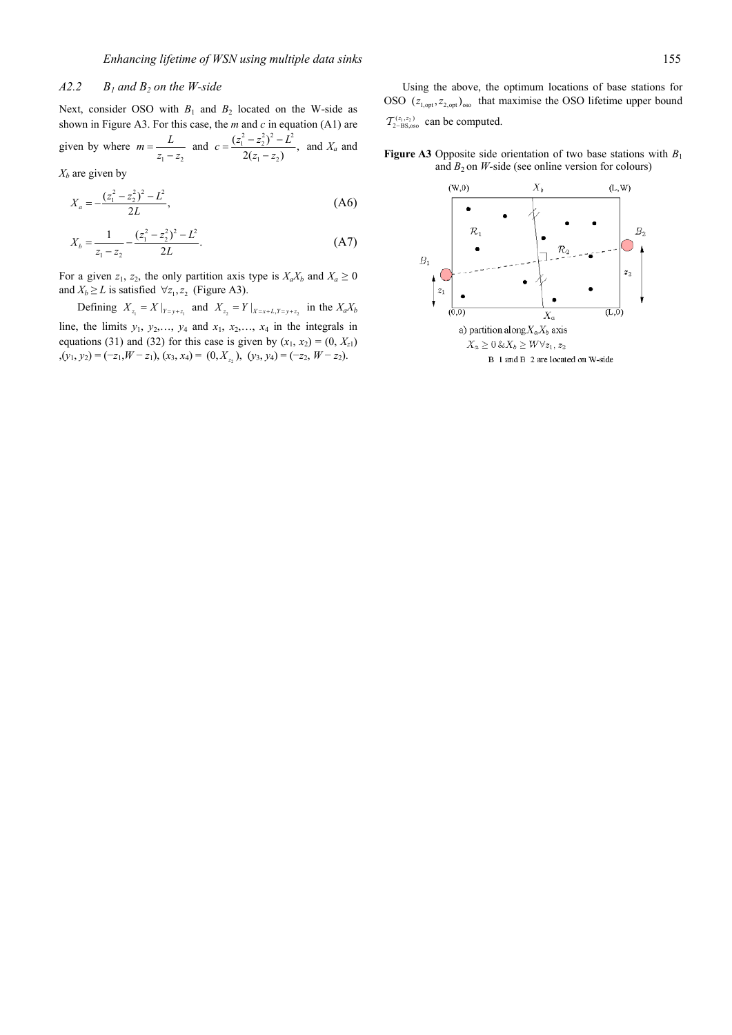### A2.2 $B_1$ and $B_2$ on the W-side

Next, consider OSO with $B_1$ and $B_2$ located on the W-side as shown in Figure A3. For this case, the $m$ and $c$ in equation (A1) are given by where $m = \frac{L}{z_1 - z_2}$ and $c = \frac{(z_1^2 - z_2^2)^2 - L^2}{2(z_1 - z_2)}$, and $X_a$ and $X_b$ are given by

$$X_a = -\frac{(z_1^2 - z_2^2)^2 - L^2}{2L}, \tag{A6}$$

$$X_b = \frac{1}{z_1 - z_2} - \frac{(z_1^2 - z_2^2)^2 - L^2}{2L}. \tag{A7}$$

For a given $z_1$, $z_2$, the only partition axis type is $X_aX_b$ and $X_a \geq 0$ and $X_b \geq L$ is satisfied $\forall z_1, z_2$ (Figure A3).

Defining $X_{z_1} = X|_{Y=y+z_1}$ and $X_{z_2} = Y|_{X=x+L, Y=y+z_2}$ in the $X_aX_b$ line, the limits $y_1, y_2, \ldots, y_4$ and $x_1, x_2, \ldots, x_4$ in the integrals in equations (31) and (32) for this case is given by $(x_1, x_2) = (0, X_{z1})$ ,$(y_1, y_2) = (-z_1, W - z_1)$, $(x_3, x_4) = (0, X_{z_2})$, $(y_3, y_4) = (-z_2, W - z_2)$.

Using the above, the optimum locations of base stations for OSO $(z_{1,\text{opt}}, z_{2,\text{opt}})_{\text{oso}}$ that maximise the OSO lifetime upper bound $\mathcal{T}_{2-\text{BS,oso}}^{(z_1, z_2)}$ can be computed.

**Figure A3** Opposite side orientation of two base stations with $B_1$ and $B_2$ on $W$-side (see online version for colours)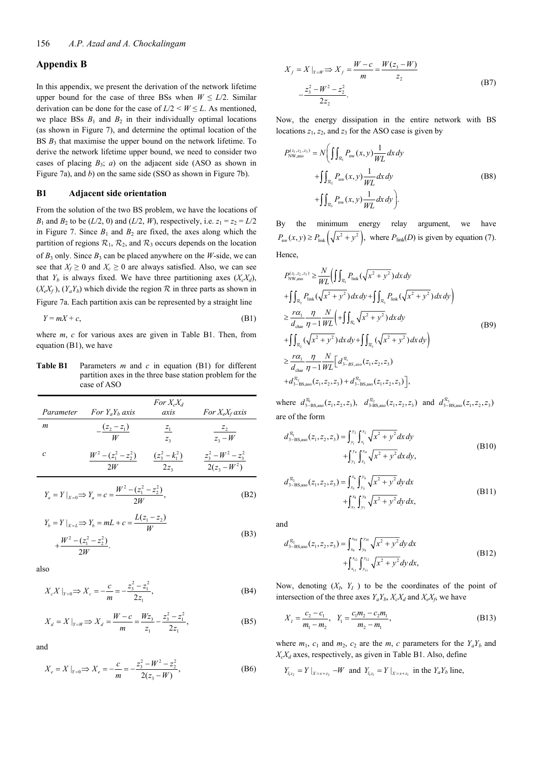## Appendix B

In this appendix, we present the derivation of the network lifetime upper bound for the case of three BSs when $W \leq L/2$. Similar derivation can be done for the case of $L/2 < W \leq L$. As mentioned, we place BSs $B_1$ and $B_2$ in their individually optimal locations (as shown in Figure 7), and determine the optimal location of the BS $B_3$ that maximise the upper bound on the network lifetime. To derive the network lifetime upper bound, we need to consider two cases of placing $B_3$; *a*) on the adjacent side (ASO as shown in Figure 7a), and *b*) on the same side (SSO as shown in Figure 7b).

### B1 Adjacent side orientation

From the solution of the two BS problem, we have the locations of $B_1$ and $B_2$ to be $(L/2, 0)$ and $(L/2, W)$, respectively, i.e. $z_1 = z_2 = L/2$ in Figure 7. Since $B_1$ and $B_2$ are fixed, the axes along which the partition of regions $\mathcal{R}_1$, $\mathcal{R}_2$, and $\mathcal{R}_3$ occurs depends on the location of $B_3$ only. Since $B_3$ can be placed anywhere on the $W$-side, we can see that $X_f \geq 0$ and $X_c \geq 0$ are always satisfied. Also, we can see that $Y_b$ is always fixed. We have three partitioning axes ($X_cX_d$), ($X_eX_f$), ($Y_aY_b$) which divide the region $\mathcal{R}$ in three parts as shown in Figure 7a. Each partition axis can be represented by a straight line

$$Y = mX + c, \tag{B1}$$

where $m$, $c$ for various axes are given in Table B1. Then, from equation (B1), we have

**Table B1** Parameters $m$ and $c$ in equation (B1) for different partition axes in the three base station problem for the case of ASO

| Parameter | For $Y_aY_b$ axis | For $X_cX_d$ axis | For $X_eX_f$ axis |
|---|---|---|---|
| $m$ | $-\frac{(z_2 - z_1)}{W}$ | $\frac{z_1}{z_3}$ | $\frac{z_2}{z_3 - W}$ |
| $c$ | $\frac{W^2 - (z_1^2 - z_2^2)}{2W}$ | $\frac{(z_3^2 - k_1^2)}{2z_3}$ | $\frac{z_3^2 - W^2 - z_2^2}{2(z_3 - W^2)}$ |

$$Y_a = Y|_{X=0} \Rightarrow Y_a = c = \frac{W^2 - (z_1^2 - z_2^2)}{2W}, \tag{B2}$$

$$Y_b = Y|_{X=L} \Rightarrow Y_b = mL + c = \frac{L(z_1 - z_2)}{W} + \frac{W^2 - (z_1^2 - z_2^2)}{2W}. \tag{B3}$$

also

$$X_cX|_{Y=0} \Rightarrow X_c = -\frac{c}{m} = -\frac{z_3^2 - z_1^2}{2z_1}, \tag{B4}$$

$$X_d = X|_{Y=W} \Rightarrow X_d = \frac{W - c}{m} = \frac{Wz_3}{z_1} - \frac{z_3^2 - z_1^2}{2z_1}, \tag{B5}$$

and

$$X_e = X|_{Y=0} \Rightarrow X_e = -\frac{c}{m} = -\frac{z_3^2 - W^2 - z_2^2}{2(z_3 - W)}, \tag{B6}$$

$$X_f = X|_{Y=W} \Rightarrow X_f = \frac{W - c}{m} = \frac{W(z_3 - W)}{z_2} - \frac{z_3^2 - W^2 - z_2^2}{2z_2}. \tag{B7}$$

Now, the energy dissipation in the entire network with BS locations $z_1$, $z_2$, and $z_3$ for the ASO case is given by

$$P_{\text{NW,aso}}^{(z_1, z_2, z_3)} = N\left(\iint_{\mathcal{R}_1} P_{\text{nw}}(x, y)\frac{1}{WL}dx\,dy + \iint_{\mathcal{R}_2} P_{\text{nw}}(x, y)\frac{1}{WL}dx\,dy + \iint_{\mathcal{R}_3} P_{\text{nw}}(x, y)\frac{1}{WL}dx\,dy\right). \tag{B8}$$

By the minimum energy relay argument, we have $P_{\text{nw}}(x, y) \geq P_{\text{link}}\left(\sqrt{x^2 + y^2}\right)$, where $P_{\text{link}}(D)$ is given by equation (7). Hence,

$$\begin{aligned}
P_{\text{NW,aso}}^{(z_1, z_2, z_3)} &\geq \frac{N}{WL}\Big(\iint_{\mathcal{R}_1} P_{\text{link}}(\sqrt{x^2 + y^2})\,dx\,dy \\
&\quad + \iint_{\mathcal{R}_2} P_{\text{link}}(\sqrt{x^2 + y^2})\,dx\,dy + \iint_{\mathcal{R}_3} P_{\text{link}}(\sqrt{x^2 + y^2})\,dx\,dy\Big) \\
&\geq \frac{r\alpha_1}{d_{\text{char}}}\frac{\eta}{\eta - 1}\frac{N}{WL}\Big(+\iint_{\mathcal{R}_1} \sqrt{x^2 + y^2})\,dx\,dy \\
&\quad + \iint_{\mathcal{R}_2} (\sqrt{x^2 + y^2})\,dx\,dy + \iint_{\mathcal{R}_3} (\sqrt{x^2 + y^2})\,dx\,dy\Big) \\
&\geq \frac{r\alpha_1}{d_{\text{char}}}\frac{\eta}{\eta - 1}\frac{N}{WL}\Big[d_{3-BS,aso}^{\mathcal{R}_1}(z_1, z_2, z_3) \\
&\quad + d_{3-\text{BS,aso}}^{\mathcal{R}_2}(z_1, z_2, z_3) + d_{3-\text{BS,aso}}^{\mathcal{R}_3}(z_1, z_2, z_3)\Big],
\end{aligned} \tag{B9}$$

where $d_{3-\text{BS,aso}}^{\mathcal{R}_1}(z_1, z_2, z_3)$, $d_{3\text{-BS,aso}}^{\mathcal{R}_2}(z_1, z_2, z_3)$ and $d_{3-\text{BS,aso}}^{\mathcal{R}_3}(z_1, z_2, z_3)$ are of the form

$$d_{3-\text{BS,aso}}^{\mathcal{R}_1}(z_1, z_2, z_3) = \int_{y_1}^{y_2}\int_{x_1}^{x_2}\sqrt{x^2 + y^2}\,dx\,dy + \int_{y_3}^{y_4}\int_{x_3}^{x_4}\sqrt{x^2 + y^2}\,dx\,dy, \tag{B10}$$

$$d_{3-\text{BS,aso}}^{\mathcal{R}_2}(z_1, z_2, z_3) = \int_{x_5}^{x_6}\int_{y_5}^{y_6}\sqrt{x^2 + y^2}\,dy\,dx + \int_{x_7}^{x_8}\int_{y_7}^{y_8}\sqrt{x^2 + y^2}\,dy\,dx, \tag{B11}$$

and

$$d_{3-\text{BS,aso}}^{\mathcal{R}_3}(z_1, z_2, z_3) = \int_{x_9}^{x_{10}}\int_{y_9}^{y_{10}}\sqrt{x^2 + y^2}\,dy\,dx + \int_{x_{11}}^{x_{12}}\int_{y_{11}}^{y_{12}}\sqrt{x^2 + y^2}\,dy\,dx, \tag{B12}$$

Now, denoting ($X_I$, $Y_I$) to be the coordinates of the point of intersection of the three axes $Y_aY_b$, $X_cX_d$ and $X_eX_f$, we have

$$X_I = \frac{c_2 - c_1}{m_1 - m_2}, \quad Y_I = \frac{c_1 m_2 - c_2 m_1}{m_2 - m_1}, \tag{B13}$$

where $m_1$, $c_1$ and $m_2$, $c_2$ are the $m$, $c$ parameters for the $Y_aY_b$ and $X_cX_d$ axes, respectively, as given in Table B1. Also, define

$Y_{I_1 z_2} = Y|_{X=x+z_2} - W$ and $Y_{I_1 z_1} = Y|_{X=x+z_1}$ in the $Y_aY_b$ line,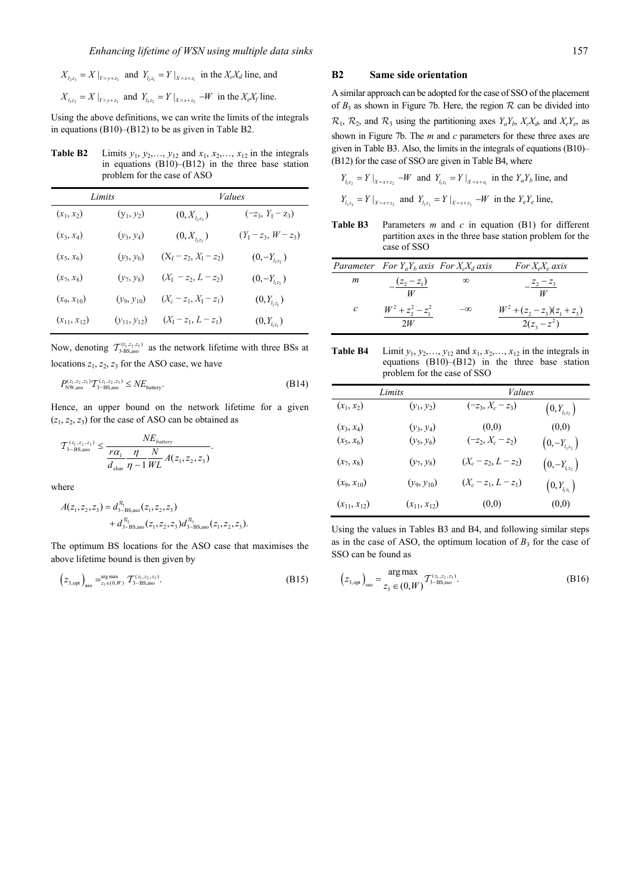$X_{l_2 z_3} = X|_{Y=y+z_3}$ and $Y_{l_2 z_1} = Y|_{X=x+z_1}$ in the $X_c X_d$ line, and

$X_{l_3 z_3} = X|_{Y=y+z_3}$ and $Y_{l_3 z_2} = Y|_{X=x+z_2} - W$ in the $X_e X_f$ line.

Using the above definitions, we can write the limits of the integrals in equations (B10)–(B12) to be as given in Table B2.

**Table B2** Limits $y_1, y_2, \ldots, y_{12}$ and $x_1, x_2, \ldots, x_{12}$ in the integrals in equations (B10)–(B12) in the three base station problem for the case of ASO

| *Limits* | | *Values* | |
|---|---|---|---|
| $(x_1, x_2)$ | $(y_1, y_2)$ | $(0, X_{l_2 z_3})$ | $(-z_3, Y_1 - z_3)$ |
| $(x_3, x_4)$ | $(y_3, y_4)$ | $(0, X_{l_3 z_3})$ | $(Y_1 - z_3, W - z_3)$ |
| $(x_5, x_6)$ | $(y_5, y_6)$ | $(X_f - z_2, X_I - z_2)$ | $(0, -Y_{l_3 z_2})$ |
| $(x_7, x_8)$ | $(y_7, y_8)$ | $(X_I - z_2, L - z_2)$ | $(0, -Y_{l_1 z_2})$ |
| $(x_9, x_{10})$ | $(y_9, y_{10})$ | $(X_c - z_1, X_I - z_1)$ | $(0, Y_{l_2 z_1})$ |
| $(x_{11}, x_{12})$ | $(y_{11}, y_{12})$ | $(X_I - z_1, L - z_1)$ | $(0, Y_{l_1 z_1})$ |

Now, denoting $\mathcal{T}_{3\text{-BS,aso}}^{(z_1,z_2,z_3)}$ as the network lifetime with three BSs at locations $z_1, z_2, z_3$ for the ASO case, we have

$$P_{\text{NW,aso}}^{(z_1,z_2,z_3)} \mathcal{T}_{3-\text{BS,aso}}^{(z_1,z_2,z_3)} \leq NE_{\text{battery}}. \tag{B14}$$

Hence, an upper bound on the network lifetime for a given $(z_1, z_2, z_3)$ for the case of ASO can be obtained as

$$\mathcal{T}_{3-\text{BS,aso}}^{(z_1,z_2,z_3)} \leq \frac{NE_{battery}}{\dfrac{r\alpha_1}{d_{\text{char}}} \dfrac{\eta}{\eta - 1} \dfrac{N}{WL} A(z_1, z_2, z_3)}.$$

where

$$A(z_1, z_2, z_3) = d_{3-\text{BS,aso}}^{\mathcal{R}_1}(z_1, z_2, z_3) + d_{3-\text{BS,aso}}^{\mathcal{R}_2}(z_1, z_2, z_3) d_{3-\text{BS,aso}}^{\mathcal{R}_3}(z_1, z_2, z_3).$$

The optimum BS locations for the ASO case that maximises the above lifetime bound is then given by

$$\left(z_{3,\text{opt}}\right)_{\text{aso}} = \underset{z_3 \in (0,W)}{\arg\max}\ \mathcal{T}_{3-\text{BS,aso}}^{(z_1,z_2,z_3)}. \tag{B15}$$

## B2 Same side orientation

A similar approach can be adopted for the case of SSO of the placement of $B_3$ as shown in Figure 7b. Here, the region $\mathcal{R}$ can be divided into $\mathcal{R}_1$, $\mathcal{R}_2$, and $\mathcal{R}_3$ using the partitioning axes $Y_a Y_b$, $X_c X_d$, and $X_e Y_e$, as shown in Figure 7b. The $m$ and $c$ parameters for these three axes are given in Table B3. Also, the limits in the integrals of equations (B10)–(B12) for the case of SSO are given in Table B4, where

$Y_{l_1 z_2} = Y|_{X=x+z_2} - W$ and $Y_{l_1 z_1} = Y|_{X=x+z_1}$ in the $Y_a Y_b$ line, and

$Y_{l_3 z_3} = Y|_{X=x+z_3}$ and $Y_{l_3 z_2} = Y|_{X=x+z_2} - W$ in the $Y_e Y_e$ line,

**Table B3** Parameters $m$ and $c$ in equation (B1) for different partition axes in the three base station problem for the case of SSO

| *Parameter* | *For $Y_a Y_b$ axis* | *For $X_c X_d$ axis* | *For $X_e X_e$ axis* |
|---|---|---|---|
| $m$ | $-\dfrac{(z_2 - z_1)}{W}$ | $\infty$ | $-\dfrac{z_2 - z_3}{W}$ |
| $c$ | $\dfrac{W^2 + z_2^2 - z_1^2}{2W}$ | $-\infty$ | $\dfrac{W^2 + (z_2 - z_3)(z_1 + z_3)}{2(z_3 - z^2)}$ |

**Table B4** Limit $y_1, y_2, \ldots, y_{12}$ and $x_1, x_2, \ldots, x_{12}$ in the integrals in equations (B10)–(B12) in the three base station problem for the case of SSO

| *Limits* | | *Values* | |
|---|---|---|---|
| $(x_1, x_2)$ | $(y_1, y_2)$ | $(-z_3, X_c - z_3)$ | $\left(0, Y_{l_3 z_3}\right)$ |
| $(x_3, x_4)$ | $(y_3, y_4)$ | $(0,0)$ | $(0,0)$ |
| $(x_5, x_6)$ | $(y_5, y_6)$ | $(-z_2, X_c - z_2)$ | $\left(0, -Y_{l_3 z_2}\right)$ |
| $(x_7, x_8)$ | $(y_7, y_8)$ | $(X_c - z_2, L - z_2)$ | $\left(0, -Y_{l_1 z_2}\right)$ |
| $(x_9, x_{10})$ | $(y_9, y_{10})$ | $(X_c - z_1, L - z_1)$ | $\left(0, Y_{l_1 z_1}\right)$ |
| $(x_{11}, x_{12})$ | $(x_{11}, x_{12})$ | $(0,0)$ | $(0,0)$ |

Using the values in Tables B3 and B4, and following similar steps as in the case of ASO, the optimum location of $B_3$ for the case of SSO can be found as

$$\left(z_{3,\text{opt}}\right)_{\text{sso}} = \underset{z_3 \in (0,W)}{\arg\max}\ \mathcal{T}_{3-\text{BS,sso}}^{(z_1,z_2,z_3)}. \tag{B16}$$